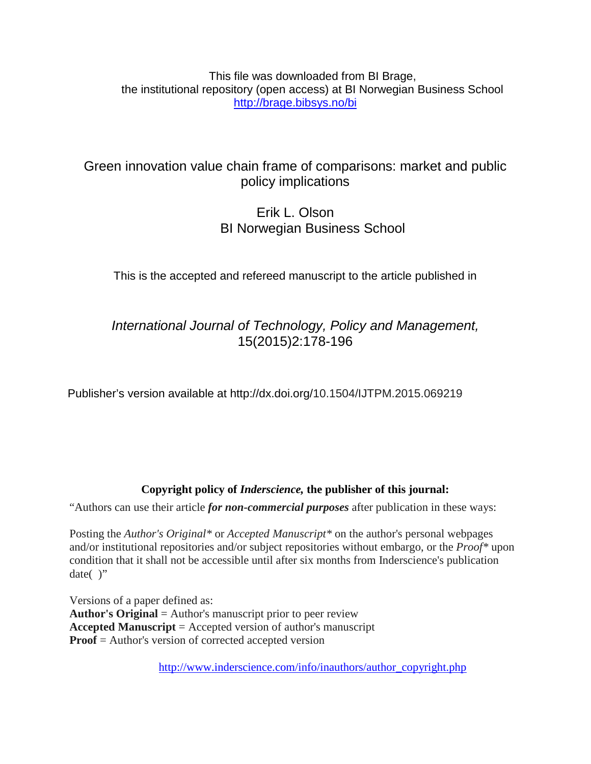This file was downloaded from BI Brage,
the institutional repository (open access) at BI Norwegian Business School
http://brage.bibsys.no/bi

# Green innovation value chain frame of comparisons: market and public policy implications

Erik L. Olson
BI Norwegian Business School

This is the accepted and refereed manuscript to the article published in

*International Journal of Technology, Policy and Management,*
15(2015)2:178-196

Publisher's version available at http://dx.doi.org/10.1504/IJTPM.2015.069219

**Copyright policy of *Inderscience,* the publisher of this journal:**

"Authors can use their article ***for non-commercial purposes*** after publication in these ways:

Posting the *Author's Original** or *Accepted Manuscript** on the author's personal webpages and/or institutional repositories and/or subject repositories without embargo, or the *Proof** upon condition that it shall not be accessible until after six months from Inderscience's publication date( )"

Versions of a paper defined as:
**Author's Original** = Author's manuscript prior to peer review
**Accepted Manuscript** = Accepted version of author's manuscript
**Proof** = Author's version of corrected accepted version

http://www.inderscience.com/info/inauthors/author_copyright.php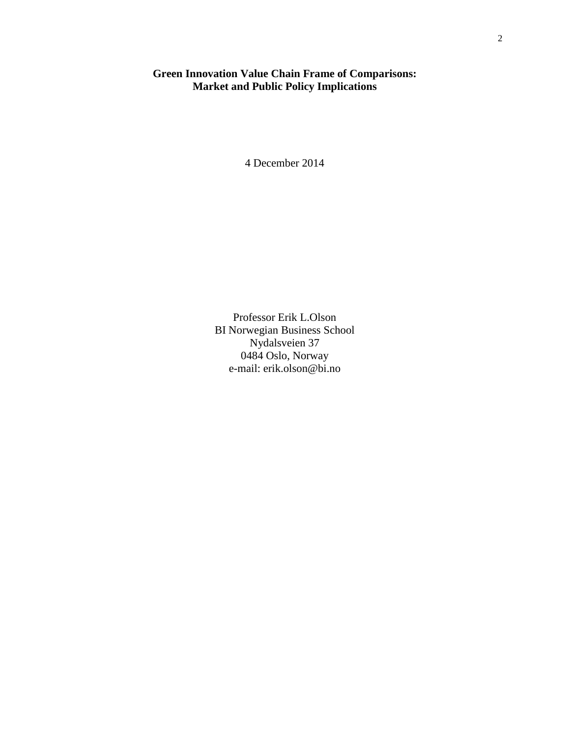**Green Innovation Value Chain Frame of Comparisons:**
**Market and Public Policy Implications**

4 December 2014

Professor Erik L.Olson
BI Norwegian Business School
Nydalsveien 37
0484 Oslo, Norway
e-mail: erik.olson@bi.no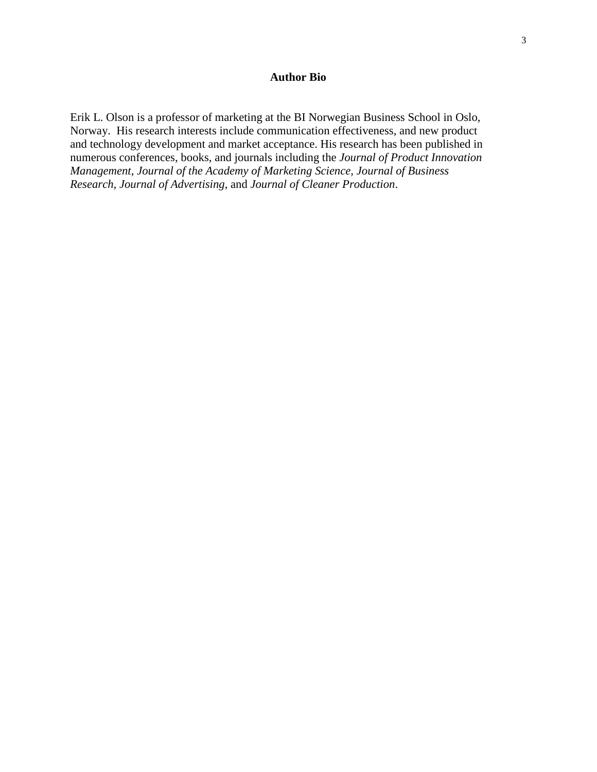## Author Bio

Erik L. Olson is a professor of marketing at the BI Norwegian Business School in Oslo, Norway. His research interests include communication effectiveness, and new product and technology development and market acceptance. His research has been published in numerous conferences, books, and journals including the *Journal of Product Innovation Management*, *Journal of the Academy of Marketing Science, Journal of Business Research*, *Journal of Advertising*, and *Journal of Cleaner Production*.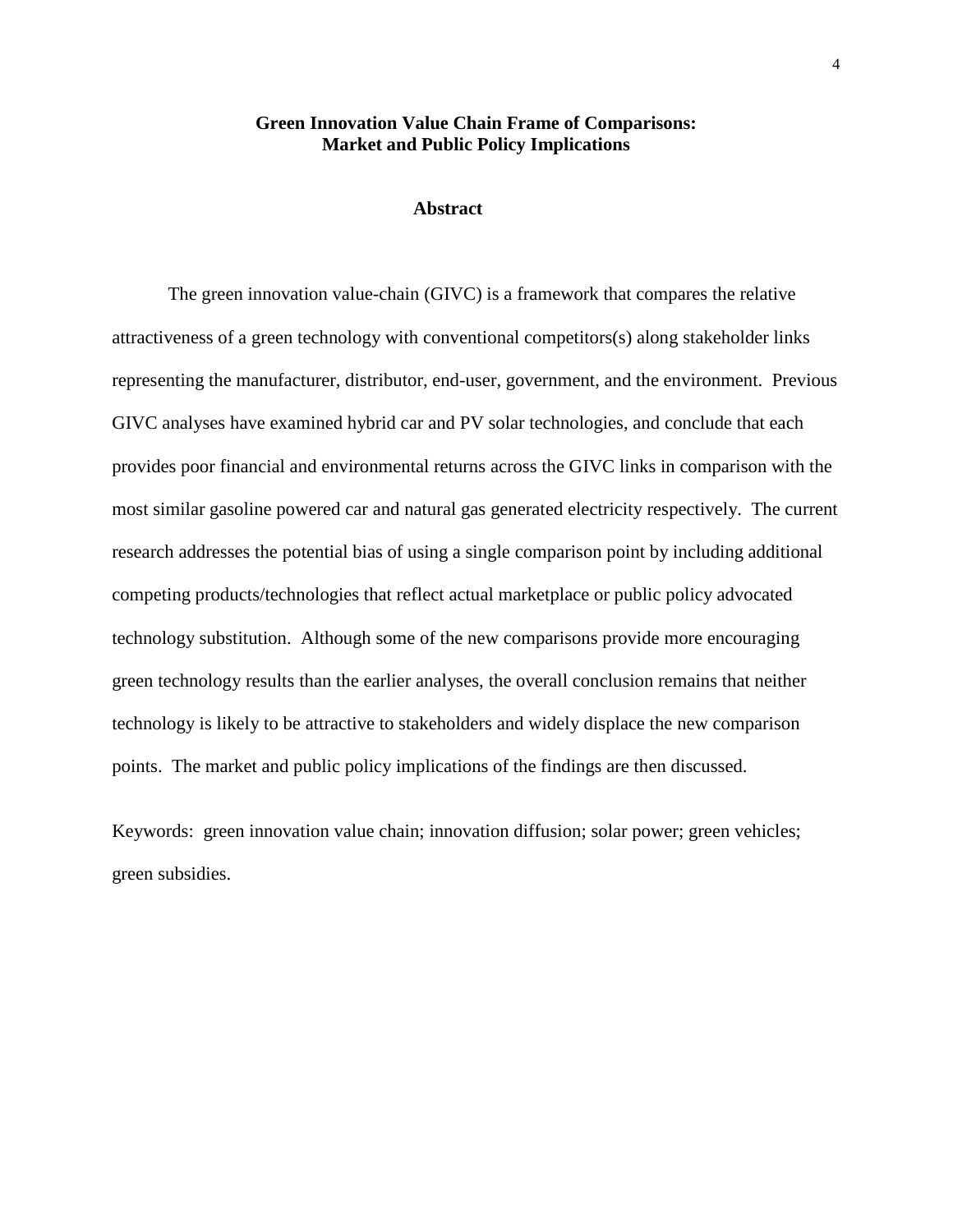# Green Innovation Value Chain Frame of Comparisons: Market and Public Policy Implications

## Abstract

The green innovation value-chain (GIVC) is a framework that compares the relative attractiveness of a green technology with conventional competitors(s) along stakeholder links representing the manufacturer, distributor, end-user, government, and the environment. Previous GIVC analyses have examined hybrid car and PV solar technologies, and conclude that each provides poor financial and environmental returns across the GIVC links in comparison with the most similar gasoline powered car and natural gas generated electricity respectively. The current research addresses the potential bias of using a single comparison point by including additional competing products/technologies that reflect actual marketplace or public policy advocated technology substitution. Although some of the new comparisons provide more encouraging green technology results than the earlier analyses, the overall conclusion remains that neither technology is likely to be attractive to stakeholders and widely displace the new comparison points. The market and public policy implications of the findings are then discussed.

Keywords: green innovation value chain; innovation diffusion; solar power; green vehicles; green subsidies.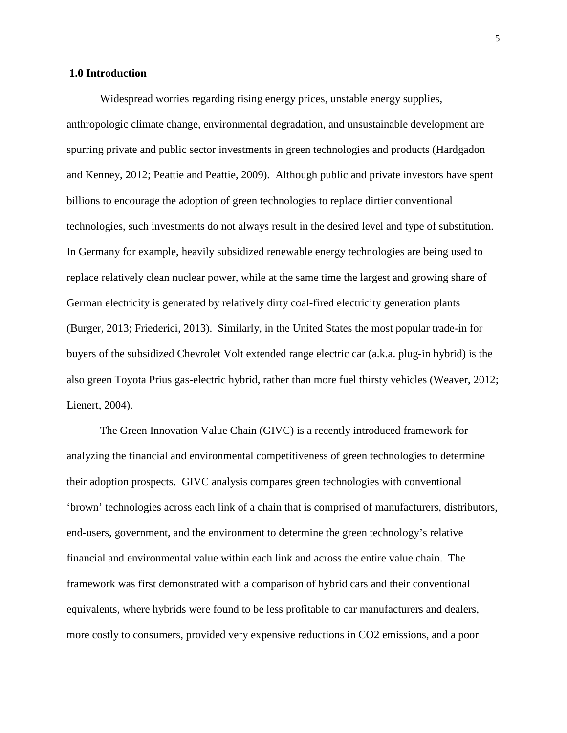## 1.0 Introduction

Widespread worries regarding rising energy prices, unstable energy supplies, anthropologic climate change, environmental degradation, and unsustainable development are spurring private and public sector investments in green technologies and products (Hardgadon and Kenney, 2012; Peattie and Peattie, 2009). Although public and private investors have spent billions to encourage the adoption of green technologies to replace dirtier conventional technologies, such investments do not always result in the desired level and type of substitution. In Germany for example, heavily subsidized renewable energy technologies are being used to replace relatively clean nuclear power, while at the same time the largest and growing share of German electricity is generated by relatively dirty coal-fired electricity generation plants (Burger, 2013; Friederici, 2013). Similarly, in the United States the most popular trade-in for buyers of the subsidized Chevrolet Volt extended range electric car (a.k.a. plug-in hybrid) is the also green Toyota Prius gas-electric hybrid, rather than more fuel thirsty vehicles (Weaver, 2012; Lienert, 2004).

The Green Innovation Value Chain (GIVC) is a recently introduced framework for analyzing the financial and environmental competitiveness of green technologies to determine their adoption prospects. GIVC analysis compares green technologies with conventional 'brown' technologies across each link of a chain that is comprised of manufacturers, distributors, end-users, government, and the environment to determine the green technology's relative financial and environmental value within each link and across the entire value chain. The framework was first demonstrated with a comparison of hybrid cars and their conventional equivalents, where hybrids were found to be less profitable to car manufacturers and dealers, more costly to consumers, provided very expensive reductions in $CO_2$ emissions, and a poor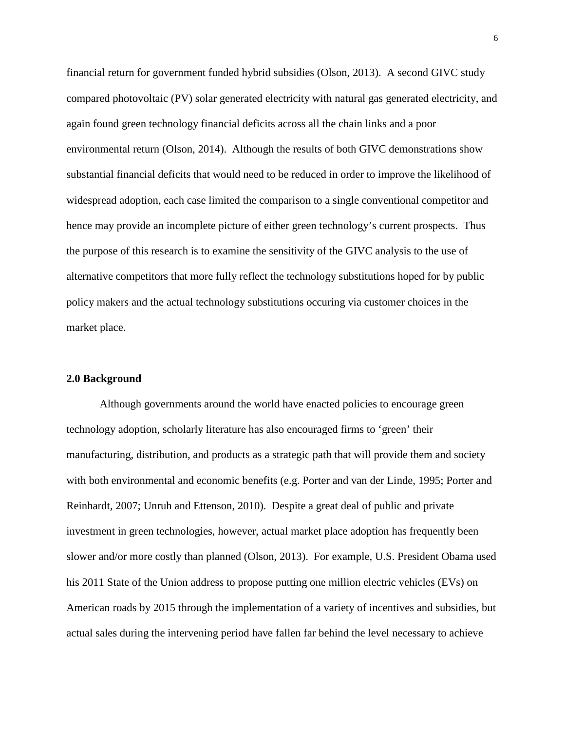financial return for government funded hybrid subsidies (Olson, 2013). A second GIVC study compared photovoltaic (PV) solar generated electricity with natural gas generated electricity, and again found green technology financial deficits across all the chain links and a poor environmental return (Olson, 2014). Although the results of both GIVC demonstrations show substantial financial deficits that would need to be reduced in order to improve the likelihood of widespread adoption, each case limited the comparison to a single conventional competitor and hence may provide an incomplete picture of either green technology's current prospects. Thus the purpose of this research is to examine the sensitivity of the GIVC analysis to the use of alternative competitors that more fully reflect the technology substitutions hoped for by public policy makers and the actual technology substitutions occuring via customer choices in the market place.

## 2.0 Background

Although governments around the world have enacted policies to encourage green technology adoption, scholarly literature has also encouraged firms to 'green' their manufacturing, distribution, and products as a strategic path that will provide them and society with both environmental and economic benefits (e.g. Porter and van der Linde, 1995; Porter and Reinhardt, 2007; Unruh and Ettenson, 2010). Despite a great deal of public and private investment in green technologies, however, actual market place adoption has frequently been slower and/or more costly than planned (Olson, 2013). For example, U.S. President Obama used his 2011 State of the Union address to propose putting one million electric vehicles (EVs) on American roads by 2015 through the implementation of a variety of incentives and subsidies, but actual sales during the intervening period have fallen far behind the level necessary to achieve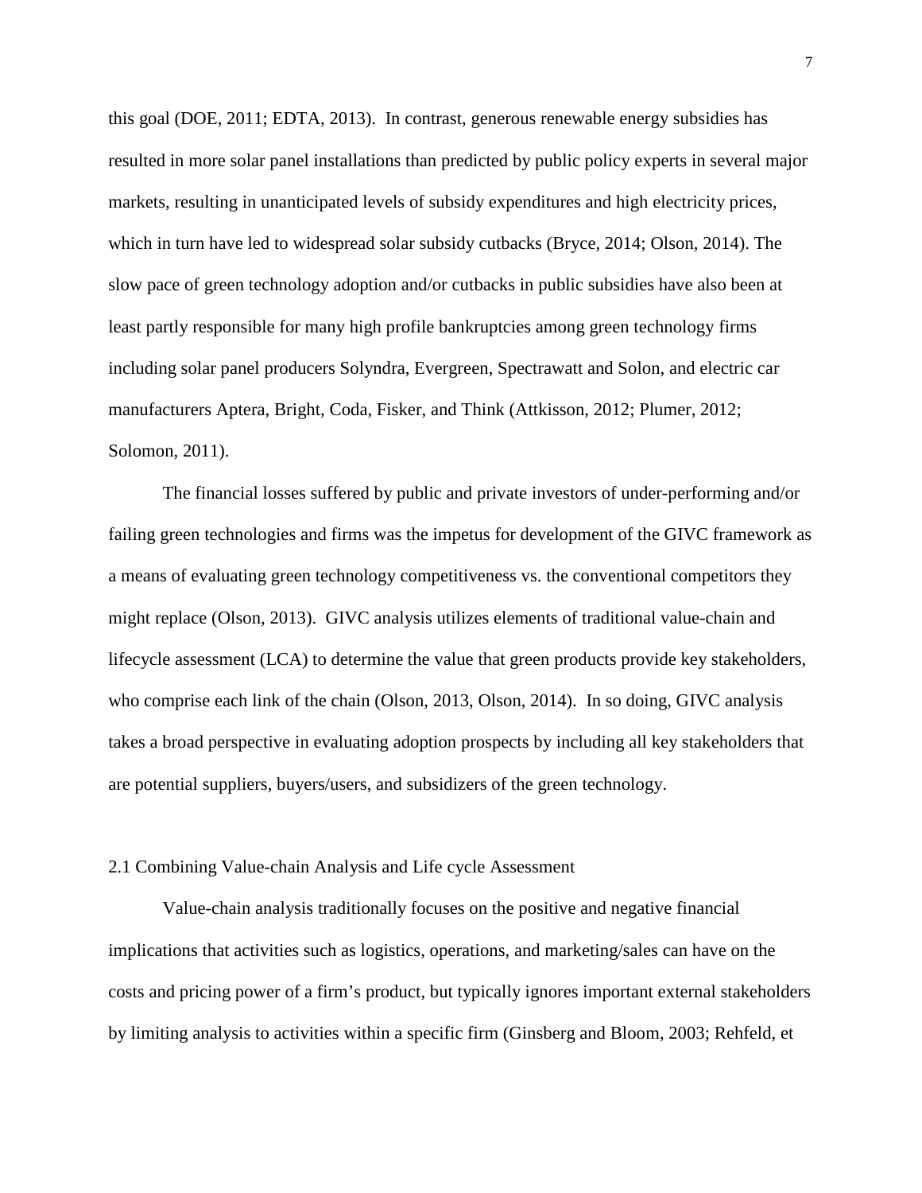this goal (DOE, 2011; EDTA, 2013). In contrast, generous renewable energy subsidies has resulted in more solar panel installations than predicted by public policy experts in several major markets, resulting in unanticipated levels of subsidy expenditures and high electricity prices, which in turn have led to widespread solar subsidy cutbacks (Bryce, 2014; Olson, 2014). The slow pace of green technology adoption and/or cutbacks in public subsidies have also been at least partly responsible for many high profile bankruptcies among green technology firms including solar panel producers Solyndra, Evergreen, Spectrawatt and Solon, and electric car manufacturers Aptera, Bright, Coda, Fisker, and Think (Attkisson, 2012; Plumer, 2012; Solomon, 2011).

The financial losses suffered by public and private investors of under-performing and/or failing green technologies and firms was the impetus for development of the GIVC framework as a means of evaluating green technology competitiveness vs. the conventional competitors they might replace (Olson, 2013). GIVC analysis utilizes elements of traditional value-chain and lifecycle assessment (LCA) to determine the value that green products provide key stakeholders, who comprise each link of the chain (Olson, 2013, Olson, 2014). In so doing, GIVC analysis takes a broad perspective in evaluating adoption prospects by including all key stakeholders that are potential suppliers, buyers/users, and subsidizers of the green technology.

## 2.1 Combining Value-chain Analysis and Life cycle Assessment

Value-chain analysis traditionally focuses on the positive and negative financial implications that activities such as logistics, operations, and marketing/sales can have on the costs and pricing power of a firm's product, but typically ignores important external stakeholders by limiting analysis to activities within a specific firm (Ginsberg and Bloom, 2003; Rehfeld, et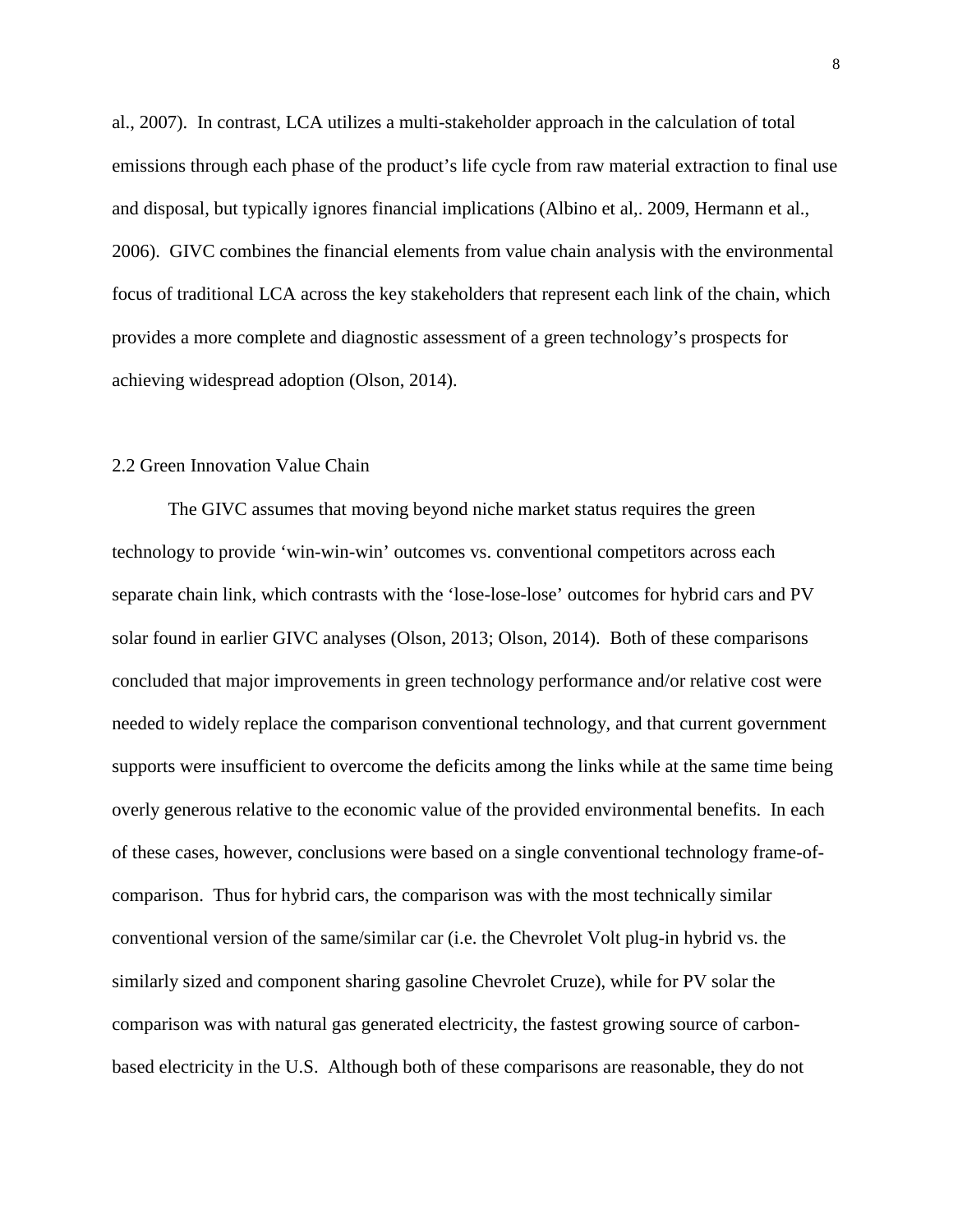al., 2007). In contrast, LCA utilizes a multi-stakeholder approach in the calculation of total emissions through each phase of the product's life cycle from raw material extraction to final use and disposal, but typically ignores financial implications (Albino et al,. 2009, Hermann et al., 2006). GIVC combines the financial elements from value chain analysis with the environmental focus of traditional LCA across the key stakeholders that represent each link of the chain, which provides a more complete and diagnostic assessment of a green technology's prospects for achieving widespread adoption (Olson, 2014).

## 2.2 Green Innovation Value Chain

The GIVC assumes that moving beyond niche market status requires the green technology to provide 'win-win-win' outcomes vs. conventional competitors across each separate chain link, which contrasts with the 'lose-lose-lose' outcomes for hybrid cars and PV solar found in earlier GIVC analyses (Olson, 2013; Olson, 2014). Both of these comparisons concluded that major improvements in green technology performance and/or relative cost were needed to widely replace the comparison conventional technology, and that current government supports were insufficient to overcome the deficits among the links while at the same time being overly generous relative to the economic value of the provided environmental benefits. In each of these cases, however, conclusions were based on a single conventional technology frame-of-comparison. Thus for hybrid cars, the comparison was with the most technically similar conventional version of the same/similar car (i.e. the Chevrolet Volt plug-in hybrid vs. the similarly sized and component sharing gasoline Chevrolet Cruze), while for PV solar the comparison was with natural gas generated electricity, the fastest growing source of carbon-based electricity in the U.S. Although both of these comparisons are reasonable, they do not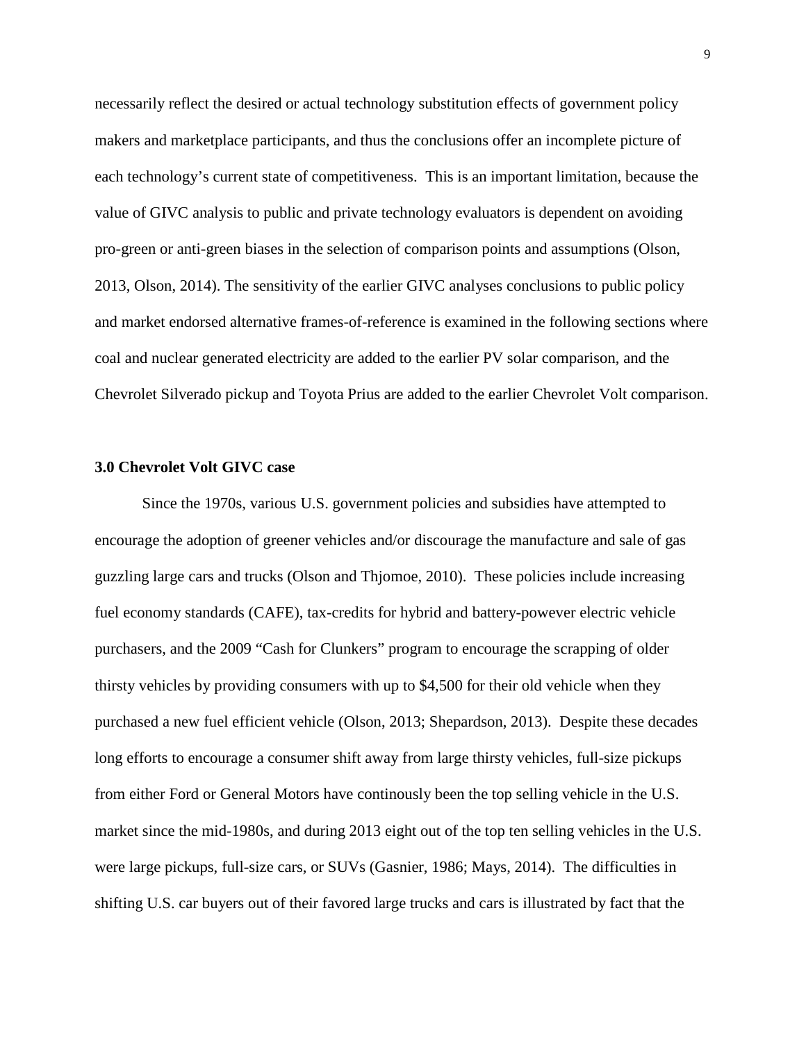necessarily reflect the desired or actual technology substitution effects of government policy makers and marketplace participants, and thus the conclusions offer an incomplete picture of each technology's current state of competitiveness. This is an important limitation, because the value of GIVC analysis to public and private technology evaluators is dependent on avoiding pro-green or anti-green biases in the selection of comparison points and assumptions (Olson, 2013, Olson, 2014). The sensitivity of the earlier GIVC analyses conclusions to public policy and market endorsed alternative frames-of-reference is examined in the following sections where coal and nuclear generated electricity are added to the earlier PV solar comparison, and the Chevrolet Silverado pickup and Toyota Prius are added to the earlier Chevrolet Volt comparison.

### 3.0 Chevrolet Volt GIVC case

Since the 1970s, various U.S. government policies and subsidies have attempted to encourage the adoption of greener vehicles and/or discourage the manufacture and sale of gas guzzling large cars and trucks (Olson and Thjomoe, 2010). These policies include increasing fuel economy standards (CAFE), tax-credits for hybrid and battery-powever electric vehicle purchasers, and the 2009 "Cash for Clunkers" program to encourage the scrapping of older thirsty vehicles by providing consumers with up to $4,500 for their old vehicle when they purchased a new fuel efficient vehicle (Olson, 2013; Shepardson, 2013). Despite these decades long efforts to encourage a consumer shift away from large thirsty vehicles, full-size pickups from either Ford or General Motors have continously been the top selling vehicle in the U.S. market since the mid-1980s, and during 2013 eight out of the top ten selling vehicles in the U.S. were large pickups, full-size cars, or SUVs (Gasnier, 1986; Mays, 2014). The difficulties in shifting U.S. car buyers out of their favored large trucks and cars is illustrated by fact that the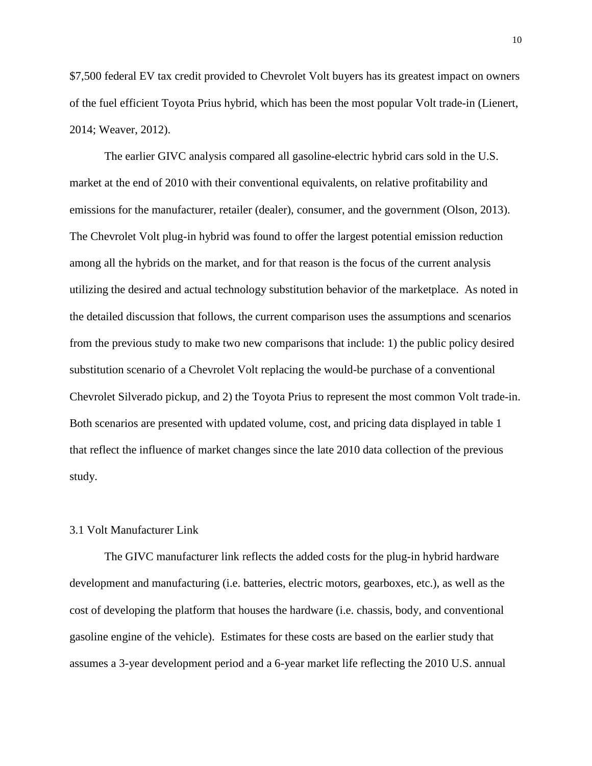$7,500 federal EV tax credit provided to Chevrolet Volt buyers has its greatest impact on owners of the fuel efficient Toyota Prius hybrid, which has been the most popular Volt trade-in (Lienert, 2014; Weaver, 2012).

The earlier GIVC analysis compared all gasoline-electric hybrid cars sold in the U.S. market at the end of 2010 with their conventional equivalents, on relative profitability and emissions for the manufacturer, retailer (dealer), consumer, and the government (Olson, 2013). The Chevrolet Volt plug-in hybrid was found to offer the largest potential emission reduction among all the hybrids on the market, and for that reason is the focus of the current analysis utilizing the desired and actual technology substitution behavior of the marketplace. As noted in the detailed discussion that follows, the current comparison uses the assumptions and scenarios from the previous study to make two new comparisons that include: 1) the public policy desired substitution scenario of a Chevrolet Volt replacing the would-be purchase of a conventional Chevrolet Silverado pickup, and 2) the Toyota Prius to represent the most common Volt trade-in. Both scenarios are presented with updated volume, cost, and pricing data displayed in table 1 that reflect the influence of market changes since the late 2010 data collection of the previous study.

### 3.1 Volt Manufacturer Link

The GIVC manufacturer link reflects the added costs for the plug-in hybrid hardware development and manufacturing (i.e. batteries, electric motors, gearboxes, etc.), as well as the cost of developing the platform that houses the hardware (i.e. chassis, body, and conventional gasoline engine of the vehicle). Estimates for these costs are based on the earlier study that assumes a 3-year development period and a 6-year market life reflecting the 2010 U.S. annual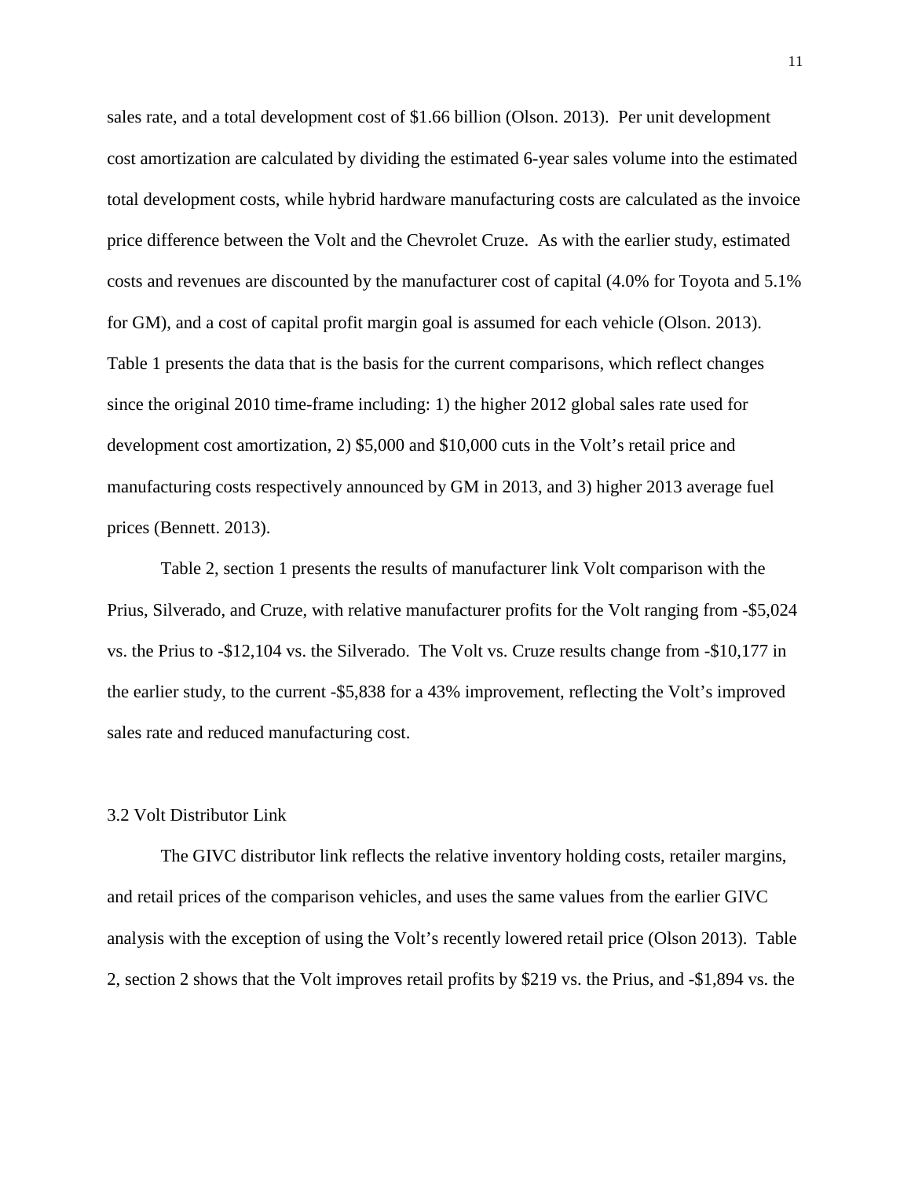sales rate, and a total development cost of $1.66 billion (Olson. 2013). Per unit development cost amortization are calculated by dividing the estimated 6-year sales volume into the estimated total development costs, while hybrid hardware manufacturing costs are calculated as the invoice price difference between the Volt and the Chevrolet Cruze. As with the earlier study, estimated costs and revenues are discounted by the manufacturer cost of capital (4.0% for Toyota and 5.1% for GM), and a cost of capital profit margin goal is assumed for each vehicle (Olson. 2013). Table 1 presents the data that is the basis for the current comparisons, which reflect changes since the original 2010 time-frame including: 1) the higher 2012 global sales rate used for development cost amortization, 2) $5,000 and $10,000 cuts in the Volt's retail price and manufacturing costs respectively announced by GM in 2013, and 3) higher 2013 average fuel prices (Bennett. 2013).

Table 2, section 1 presents the results of manufacturer link Volt comparison with the Prius, Silverado, and Cruze, with relative manufacturer profits for the Volt ranging from -$5,024 vs. the Prius to -$12,104 vs. the Silverado. The Volt vs. Cruze results change from -$10,177 in the earlier study, to the current -$5,838 for a 43% improvement, reflecting the Volt's improved sales rate and reduced manufacturing cost.

### 3.2 Volt Distributor Link

The GIVC distributor link reflects the relative inventory holding costs, retailer margins, and retail prices of the comparison vehicles, and uses the same values from the earlier GIVC analysis with the exception of using the Volt's recently lowered retail price (Olson 2013). Table 2, section 2 shows that the Volt improves retail profits by $219 vs. the Prius, and -$1,894 vs. the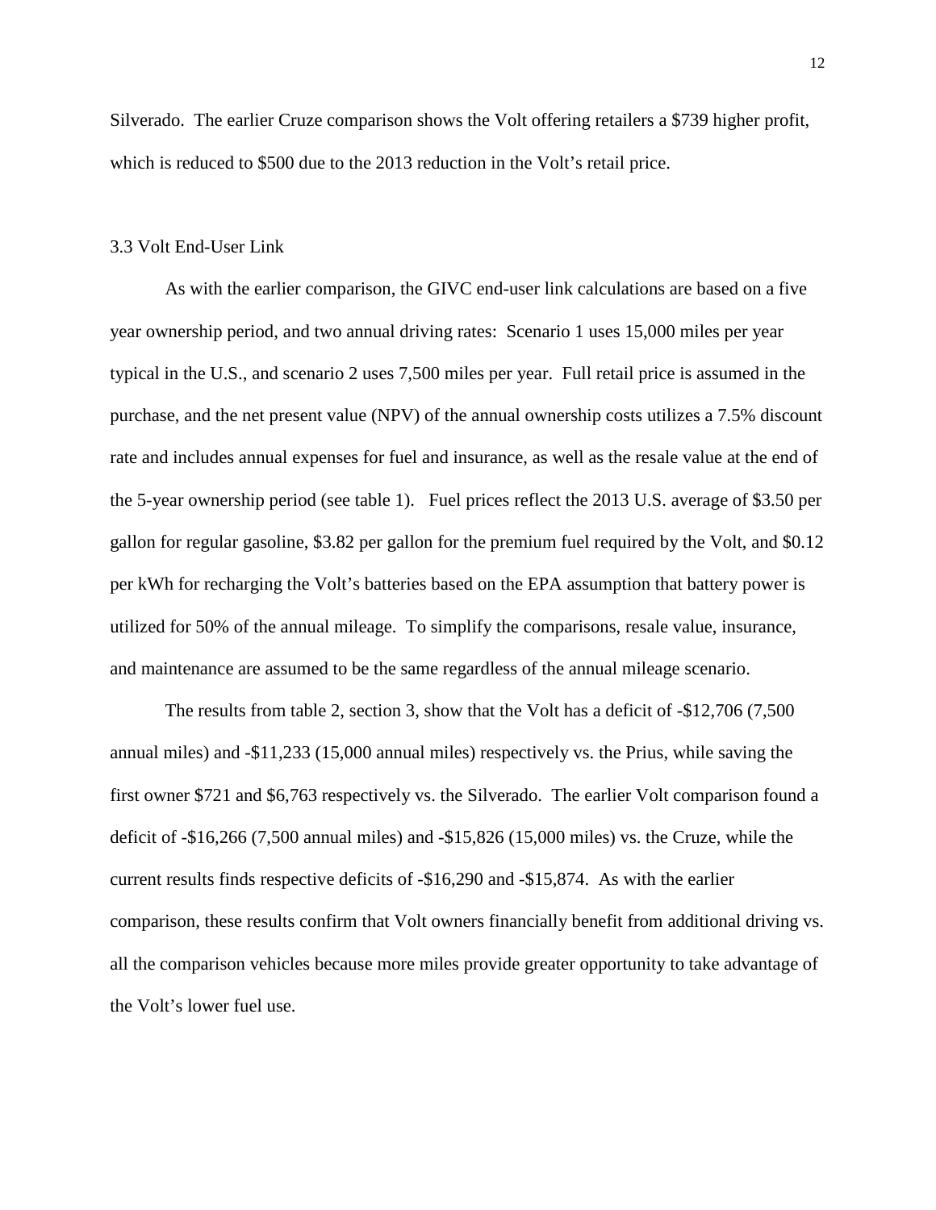Silverado. The earlier Cruze comparison shows the Volt offering retailers a $739 higher profit, which is reduced to $500 due to the 2013 reduction in the Volt's retail price.

### 3.3 Volt End-User Link

As with the earlier comparison, the GIVC end-user link calculations are based on a five year ownership period, and two annual driving rates: Scenario 1 uses 15,000 miles per year typical in the U.S., and scenario 2 uses 7,500 miles per year. Full retail price is assumed in the purchase, and the net present value (NPV) of the annual ownership costs utilizes a 7.5% discount rate and includes annual expenses for fuel and insurance, as well as the resale value at the end of the 5-year ownership period (see table 1). Fuel prices reflect the 2013 U.S. average of $3.50 per gallon for regular gasoline, $3.82 per gallon for the premium fuel required by the Volt, and $0.12 per kWh for recharging the Volt's batteries based on the EPA assumption that battery power is utilized for 50% of the annual mileage. To simplify the comparisons, resale value, insurance, and maintenance are assumed to be the same regardless of the annual mileage scenario.

The results from table 2, section 3, show that the Volt has a deficit of -$12,706 (7,500 annual miles) and -$11,233 (15,000 annual miles) respectively vs. the Prius, while saving the first owner $721 and $6,763 respectively vs. the Silverado. The earlier Volt comparison found a deficit of -$16,266 (7,500 annual miles) and -$15,826 (15,000 miles) vs. the Cruze, while the current results finds respective deficits of -$16,290 and -$15,874. As with the earlier comparison, these results confirm that Volt owners financially benefit from additional driving vs. all the comparison vehicles because more miles provide greater opportunity to take advantage of the Volt's lower fuel use.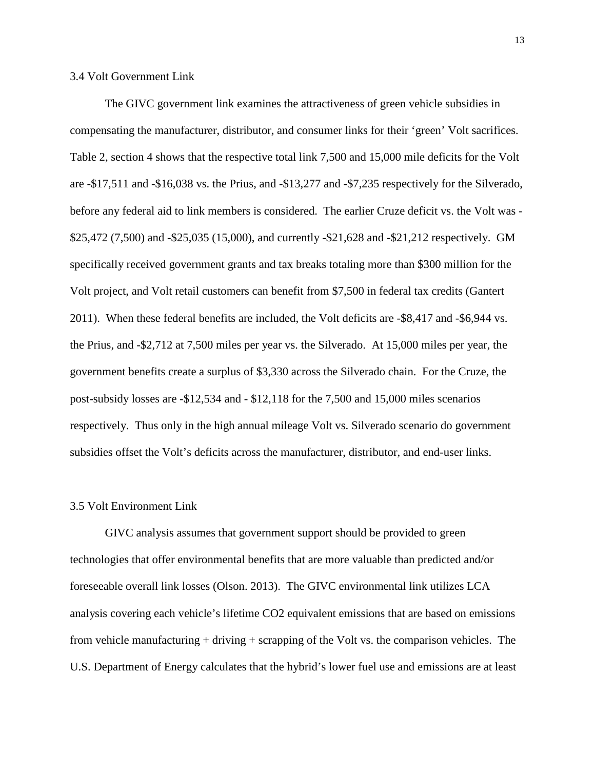### 3.4 Volt Government Link

The GIVC government link examines the attractiveness of green vehicle subsidies in compensating the manufacturer, distributor, and consumer links for their 'green' Volt sacrifices. Table 2, section 4 shows that the respective total link 7,500 and 15,000 mile deficits for the Volt are -$17,511 and -$16,038 vs. the Prius, and -$13,277 and -$7,235 respectively for the Silverado, before any federal aid to link members is considered. The earlier Cruze deficit vs. the Volt was -$25,472 (7,500) and -$25,035 (15,000), and currently -$21,628 and -$21,212 respectively. GM specifically received government grants and tax breaks totaling more than $300 million for the Volt project, and Volt retail customers can benefit from $7,500 in federal tax credits (Gantert 2011). When these federal benefits are included, the Volt deficits are -$8,417 and -$6,944 vs. the Prius, and -$2,712 at 7,500 miles per year vs. the Silverado. At 15,000 miles per year, the government benefits create a surplus of $3,330 across the Silverado chain. For the Cruze, the post-subsidy losses are -$12,534 and - $12,118 for the 7,500 and 15,000 miles scenarios respectively. Thus only in the high annual mileage Volt vs. Silverado scenario do government subsidies offset the Volt's deficits across the manufacturer, distributor, and end-user links.

### 3.5 Volt Environment Link

GIVC analysis assumes that government support should be provided to green technologies that offer environmental benefits that are more valuable than predicted and/or foreseeable overall link losses (Olson. 2013). The GIVC environmental link utilizes LCA analysis covering each vehicle's lifetime $CO_2$ equivalent emissions that are based on emissions from vehicle manufacturing + driving + scrapping of the Volt vs. the comparison vehicles. The U.S. Department of Energy calculates that the hybrid's lower fuel use and emissions are at least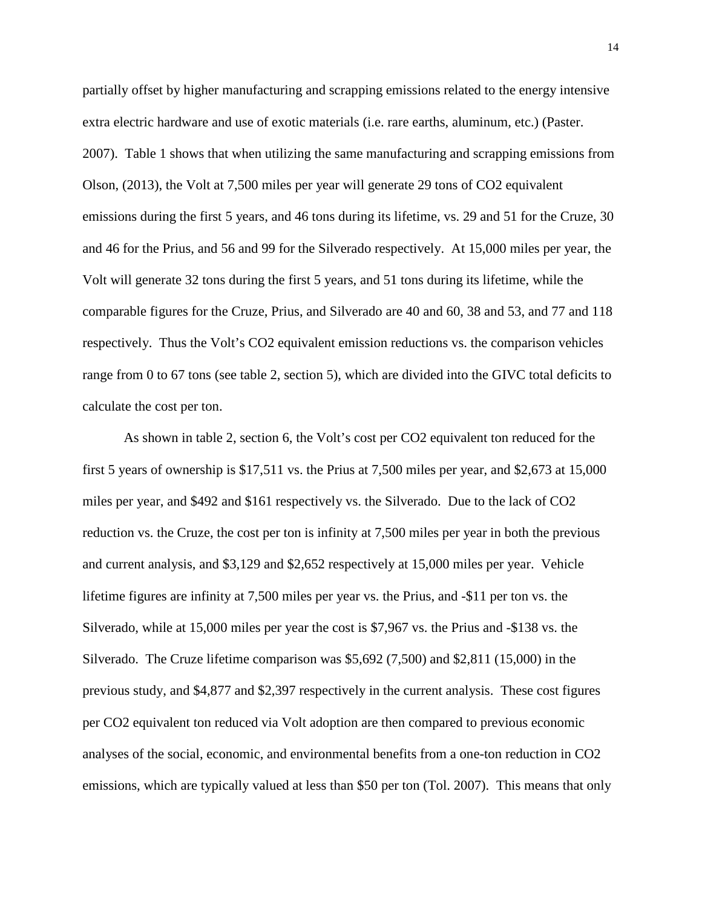partially offset by higher manufacturing and scrapping emissions related to the energy intensive extra electric hardware and use of exotic materials (i.e. rare earths, aluminum, etc.) (Paster. 2007). Table 1 shows that when utilizing the same manufacturing and scrapping emissions from Olson, (2013), the Volt at 7,500 miles per year will generate 29 tons of CO2 equivalent emissions during the first 5 years, and 46 tons during its lifetime, vs. 29 and 51 for the Cruze, 30 and 46 for the Prius, and 56 and 99 for the Silverado respectively. At 15,000 miles per year, the Volt will generate 32 tons during the first 5 years, and 51 tons during its lifetime, while the comparable figures for the Cruze, Prius, and Silverado are 40 and 60, 38 and 53, and 77 and 118 respectively. Thus the Volt's CO2 equivalent emission reductions vs. the comparison vehicles range from 0 to 67 tons (see table 2, section 5), which are divided into the GIVC total deficits to calculate the cost per ton.

As shown in table 2, section 6, the Volt's cost per CO2 equivalent ton reduced for the first 5 years of ownership is $17,511 vs. the Prius at 7,500 miles per year, and $2,673 at 15,000 miles per year, and $492 and $161 respectively vs. the Silverado. Due to the lack of CO2 reduction vs. the Cruze, the cost per ton is infinity at 7,500 miles per year in both the previous and current analysis, and $3,129 and $2,652 respectively at 15,000 miles per year. Vehicle lifetime figures are infinity at 7,500 miles per year vs. the Prius, and -$11 per ton vs. the Silverado, while at 15,000 miles per year the cost is $7,967 vs. the Prius and -$138 vs. the Silverado. The Cruze lifetime comparison was $5,692 (7,500) and $2,811 (15,000) in the previous study, and $4,877 and $2,397 respectively in the current analysis. These cost figures per CO2 equivalent ton reduced via Volt adoption are then compared to previous economic analyses of the social, economic, and environmental benefits from a one-ton reduction in CO2 emissions, which are typically valued at less than $50 per ton (Tol. 2007). This means that only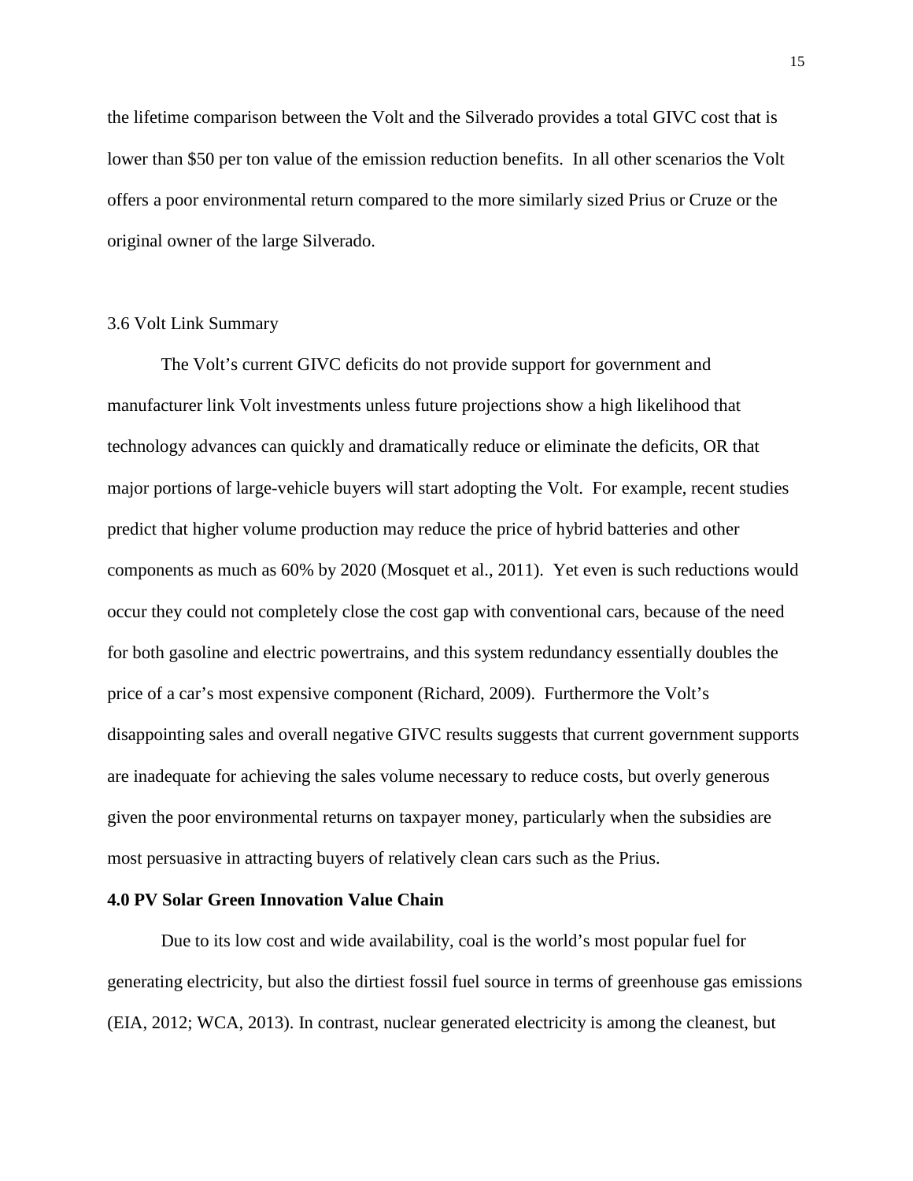the lifetime comparison between the Volt and the Silverado provides a total GIVC cost that is lower than $50 per ton value of the emission reduction benefits. In all other scenarios the Volt offers a poor environmental return compared to the more similarly sized Prius or Cruze or the original owner of the large Silverado.

### 3.6 Volt Link Summary

The Volt's current GIVC deficits do not provide support for government and manufacturer link Volt investments unless future projections show a high likelihood that technology advances can quickly and dramatically reduce or eliminate the deficits, OR that major portions of large-vehicle buyers will start adopting the Volt. For example, recent studies predict that higher volume production may reduce the price of hybrid batteries and other components as much as 60% by 2020 (Mosquet et al., 2011). Yet even is such reductions would occur they could not completely close the cost gap with conventional cars, because of the need for both gasoline and electric powertrains, and this system redundancy essentially doubles the price of a car's most expensive component (Richard, 2009). Furthermore the Volt's disappointing sales and overall negative GIVC results suggests that current government supports are inadequate for achieving the sales volume necessary to reduce costs, but overly generous given the poor environmental returns on taxpayer money, particularly when the subsidies are most persuasive in attracting buyers of relatively clean cars such as the Prius.

## 4.0 PV Solar Green Innovation Value Chain

Due to its low cost and wide availability, coal is the world's most popular fuel for generating electricity, but also the dirtiest fossil fuel source in terms of greenhouse gas emissions (EIA, 2012; WCA, 2013). In contrast, nuclear generated electricity is among the cleanest, but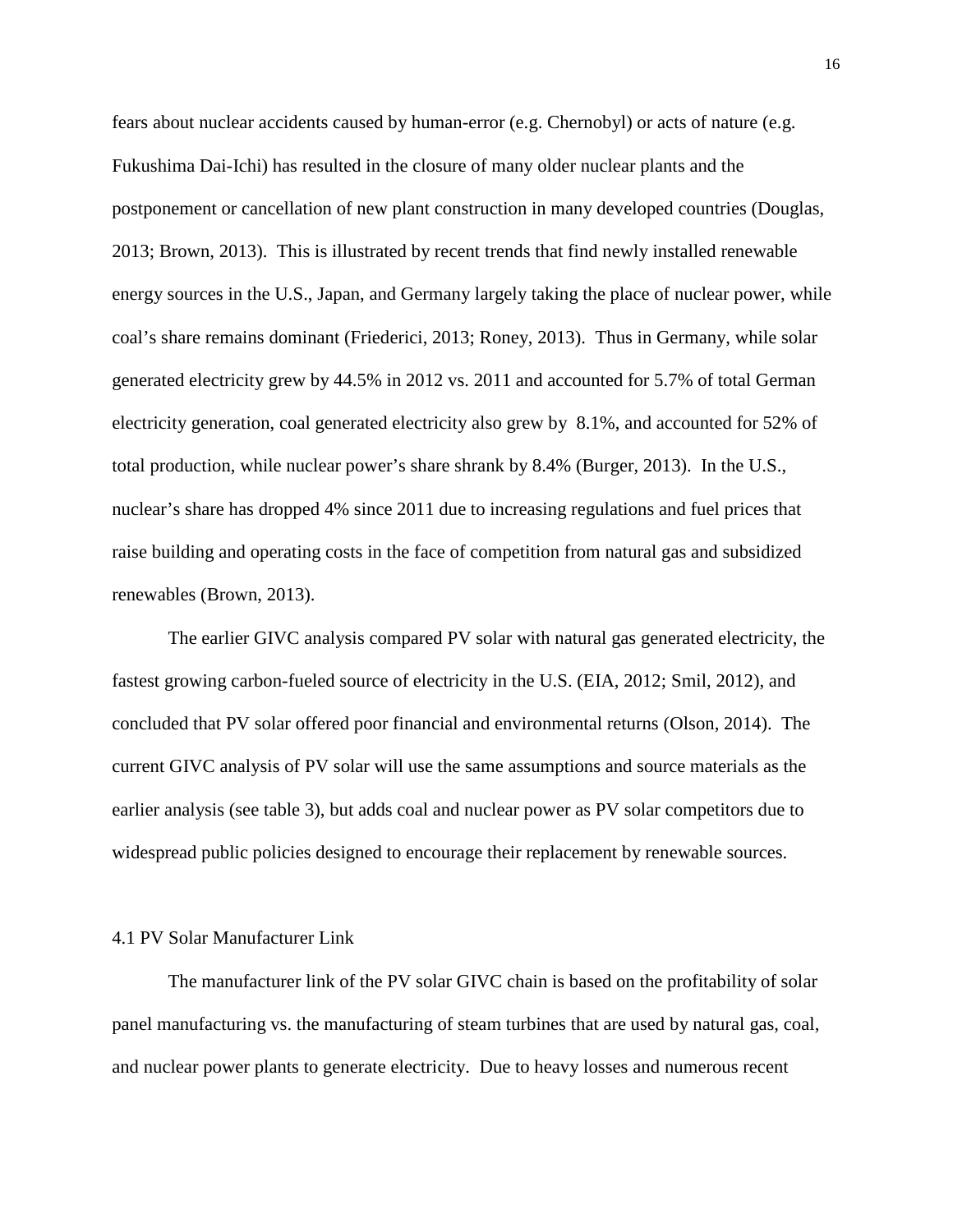fears about nuclear accidents caused by human-error (e.g. Chernobyl) or acts of nature (e.g. Fukushima Dai-Ichi) has resulted in the closure of many older nuclear plants and the postponement or cancellation of new plant construction in many developed countries (Douglas, 2013; Brown, 2013). This is illustrated by recent trends that find newly installed renewable energy sources in the U.S., Japan, and Germany largely taking the place of nuclear power, while coal's share remains dominant (Friederici, 2013; Roney, 2013). Thus in Germany, while solar generated electricity grew by 44.5% in 2012 vs. 2011 and accounted for 5.7% of total German electricity generation, coal generated electricity also grew by 8.1%, and accounted for 52% of total production, while nuclear power's share shrank by 8.4% (Burger, 2013). In the U.S., nuclear's share has dropped 4% since 2011 due to increasing regulations and fuel prices that raise building and operating costs in the face of competition from natural gas and subsidized renewables (Brown, 2013).

The earlier GIVC analysis compared PV solar with natural gas generated electricity, the fastest growing carbon-fueled source of electricity in the U.S. (EIA, 2012; Smil, 2012), and concluded that PV solar offered poor financial and environmental returns (Olson, 2014). The current GIVC analysis of PV solar will use the same assumptions and source materials as the earlier analysis (see table 3), but adds coal and nuclear power as PV solar competitors due to widespread public policies designed to encourage their replacement by renewable sources.

### 4.1 PV Solar Manufacturer Link

The manufacturer link of the PV solar GIVC chain is based on the profitability of solar panel manufacturing vs. the manufacturing of steam turbines that are used by natural gas, coal, and nuclear power plants to generate electricity. Due to heavy losses and numerous recent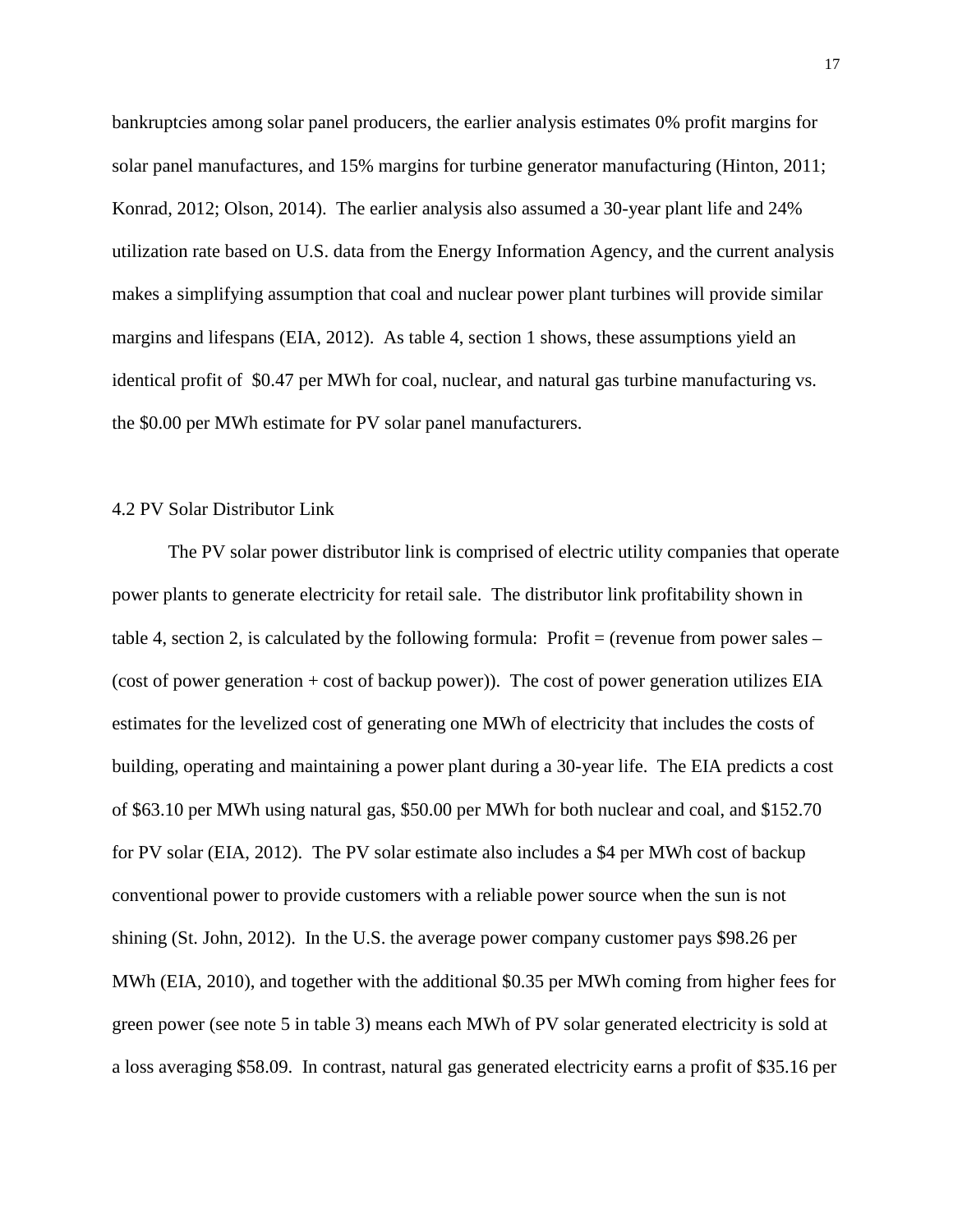bankruptcies among solar panel producers, the earlier analysis estimates 0% profit margins for solar panel manufactures, and 15% margins for turbine generator manufacturing (Hinton, 2011; Konrad, 2012; Olson, 2014). The earlier analysis also assumed a 30-year plant life and 24% utilization rate based on U.S. data from the Energy Information Agency, and the current analysis makes a simplifying assumption that coal and nuclear power plant turbines will provide similar margins and lifespans (EIA, 2012). As table 4, section 1 shows, these assumptions yield an identical profit of \$0.47 per MWh for coal, nuclear, and natural gas turbine manufacturing vs. the \$0.00 per MWh estimate for PV solar panel manufacturers.

### 4.2 PV Solar Distributor Link

The PV solar power distributor link is comprised of electric utility companies that operate power plants to generate electricity for retail sale. The distributor link profitability shown in table 4, section 2, is calculated by the following formula: Profit = (revenue from power sales – (cost of power generation + cost of backup power)). The cost of power generation utilizes EIA estimates for the levelized cost of generating one MWh of electricity that includes the costs of building, operating and maintaining a power plant during a 30-year life. The EIA predicts a cost of \$63.10 per MWh using natural gas, \$50.00 per MWh for both nuclear and coal, and \$152.70 for PV solar (EIA, 2012). The PV solar estimate also includes a \$4 per MWh cost of backup conventional power to provide customers with a reliable power source when the sun is not shining (St. John, 2012). In the U.S. the average power company customer pays \$98.26 per MWh (EIA, 2010), and together with the additional \$0.35 per MWh coming from higher fees for green power (see note 5 in table 3) means each MWh of PV solar generated electricity is sold at a loss averaging \$58.09. In contrast, natural gas generated electricity earns a profit of \$35.16 per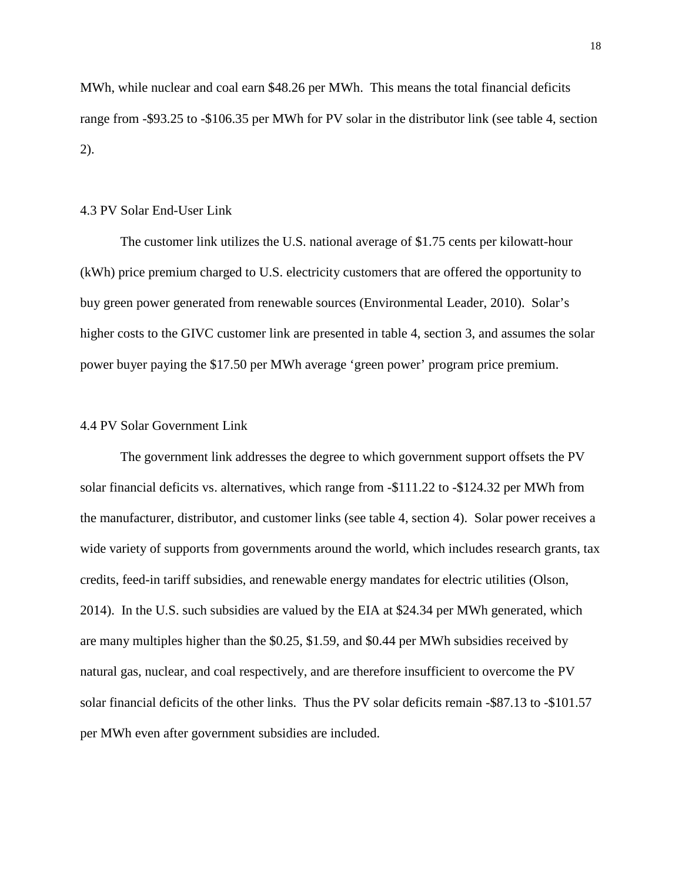MWh, while nuclear and coal earn $48.26 per MWh. This means the total financial deficits range from -$93.25 to -$106.35 per MWh for PV solar in the distributor link (see table 4, section 2).

### 4.3 PV Solar End-User Link

The customer link utilizes the U.S. national average of $1.75 cents per kilowatt-hour (kWh) price premium charged to U.S. electricity customers that are offered the opportunity to buy green power generated from renewable sources (Environmental Leader, 2010). Solar's higher costs to the GIVC customer link are presented in table 4, section 3, and assumes the solar power buyer paying the $17.50 per MWh average 'green power' program price premium.

### 4.4 PV Solar Government Link

The government link addresses the degree to which government support offsets the PV solar financial deficits vs. alternatives, which range from -$111.22 to -$124.32 per MWh from the manufacturer, distributor, and customer links (see table 4, section 4). Solar power receives a wide variety of supports from governments around the world, which includes research grants, tax credits, feed-in tariff subsidies, and renewable energy mandates for electric utilities (Olson, 2014). In the U.S. such subsidies are valued by the EIA at $24.34 per MWh generated, which are many multiples higher than the $0.25, $1.59, and $0.44 per MWh subsidies received by natural gas, nuclear, and coal respectively, and are therefore insufficient to overcome the PV solar financial deficits of the other links. Thus the PV solar deficits remain -$87.13 to -$101.57 per MWh even after government subsidies are included.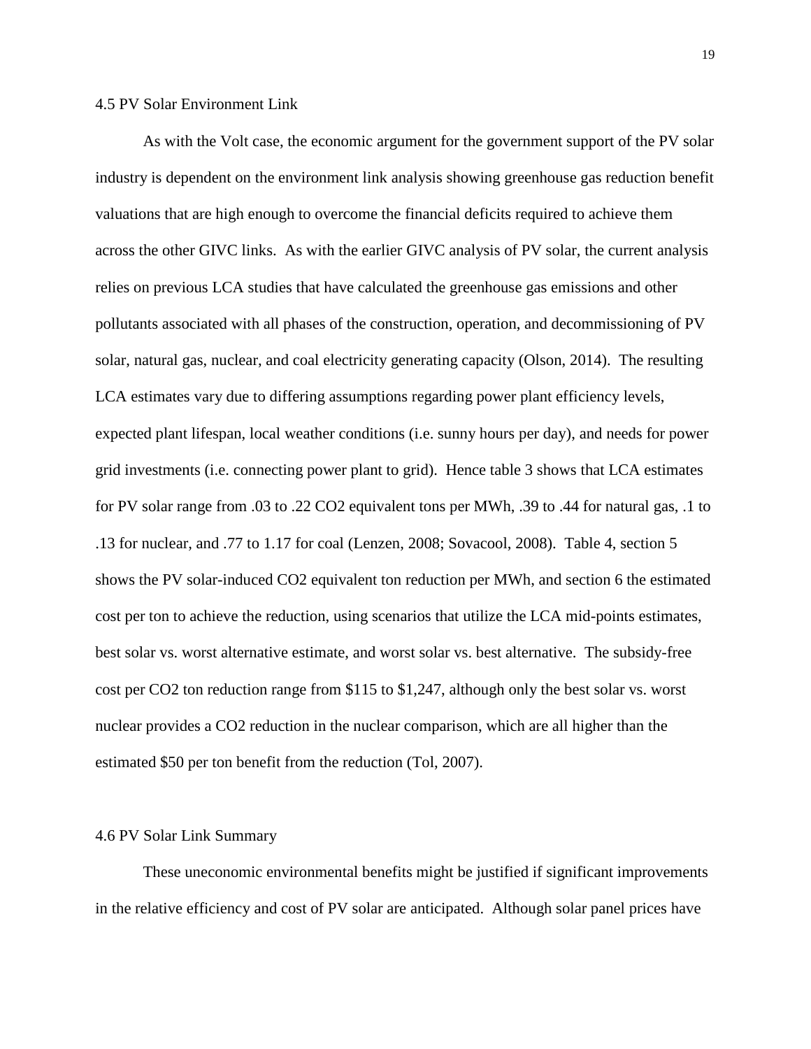### 4.5 PV Solar Environment Link

As with the Volt case, the economic argument for the government support of the PV solar industry is dependent on the environment link analysis showing greenhouse gas reduction benefit valuations that are high enough to overcome the financial deficits required to achieve them across the other GIVC links. As with the earlier GIVC analysis of PV solar, the current analysis relies on previous LCA studies that have calculated the greenhouse gas emissions and other pollutants associated with all phases of the construction, operation, and decommissioning of PV solar, natural gas, nuclear, and coal electricity generating capacity (Olson, 2014). The resulting LCA estimates vary due to differing assumptions regarding power plant efficiency levels, expected plant lifespan, local weather conditions (i.e. sunny hours per day), and needs for power grid investments (i.e. connecting power plant to grid). Hence table 3 shows that LCA estimates for PV solar range from .03 to .22 $CO_2$ equivalent tons per MWh, .39 to .44 for natural gas, .1 to .13 for nuclear, and .77 to 1.17 for coal (Lenzen, 2008; Sovacool, 2008). Table 4, section 5 shows the PV solar-induced $CO_2$ equivalent ton reduction per MWh, and section 6 the estimated cost per ton to achieve the reduction, using scenarios that utilize the LCA mid-points estimates, best solar vs. worst alternative estimate, and worst solar vs. best alternative. The subsidy-free cost per $CO_2$ ton reduction range from $115 to $1,247, although only the best solar vs. worst nuclear provides a $CO_2$ reduction in the nuclear comparison, which are all higher than the estimated $50 per ton benefit from the reduction (Tol, 2007).

### 4.6 PV Solar Link Summary

These uneconomic environmental benefits might be justified if significant improvements in the relative efficiency and cost of PV solar are anticipated. Although solar panel prices have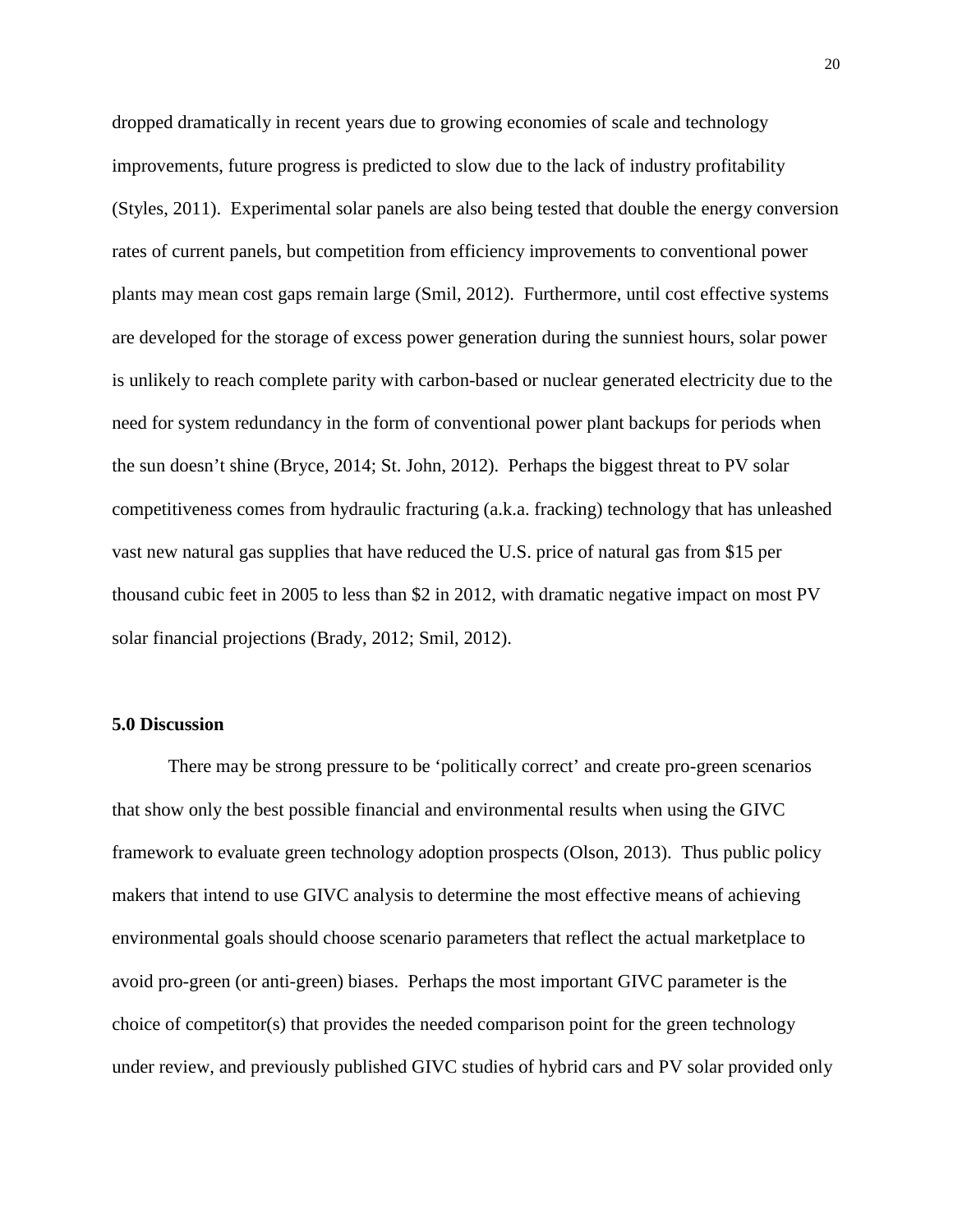dropped dramatically in recent years due to growing economies of scale and technology improvements, future progress is predicted to slow due to the lack of industry profitability (Styles, 2011). Experimental solar panels are also being tested that double the energy conversion rates of current panels, but competition from efficiency improvements to conventional power plants may mean cost gaps remain large (Smil, 2012). Furthermore, until cost effective systems are developed for the storage of excess power generation during the sunniest hours, solar power is unlikely to reach complete parity with carbon-based or nuclear generated electricity due to the need for system redundancy in the form of conventional power plant backups for periods when the sun doesn't shine (Bryce, 2014; St. John, 2012). Perhaps the biggest threat to PV solar competitiveness comes from hydraulic fracturing (a.k.a. fracking) technology that has unleashed vast new natural gas supplies that have reduced the U.S. price of natural gas from $15 per thousand cubic feet in 2005 to less than $2 in 2012, with dramatic negative impact on most PV solar financial projections (Brady, 2012; Smil, 2012).

**5.0 Discussion**

There may be strong pressure to be 'politically correct' and create pro-green scenarios that show only the best possible financial and environmental results when using the GIVC framework to evaluate green technology adoption prospects (Olson, 2013). Thus public policy makers that intend to use GIVC analysis to determine the most effective means of achieving environmental goals should choose scenario parameters that reflect the actual marketplace to avoid pro-green (or anti-green) biases. Perhaps the most important GIVC parameter is the choice of competitor(s) that provides the needed comparison point for the green technology under review, and previously published GIVC studies of hybrid cars and PV solar provided only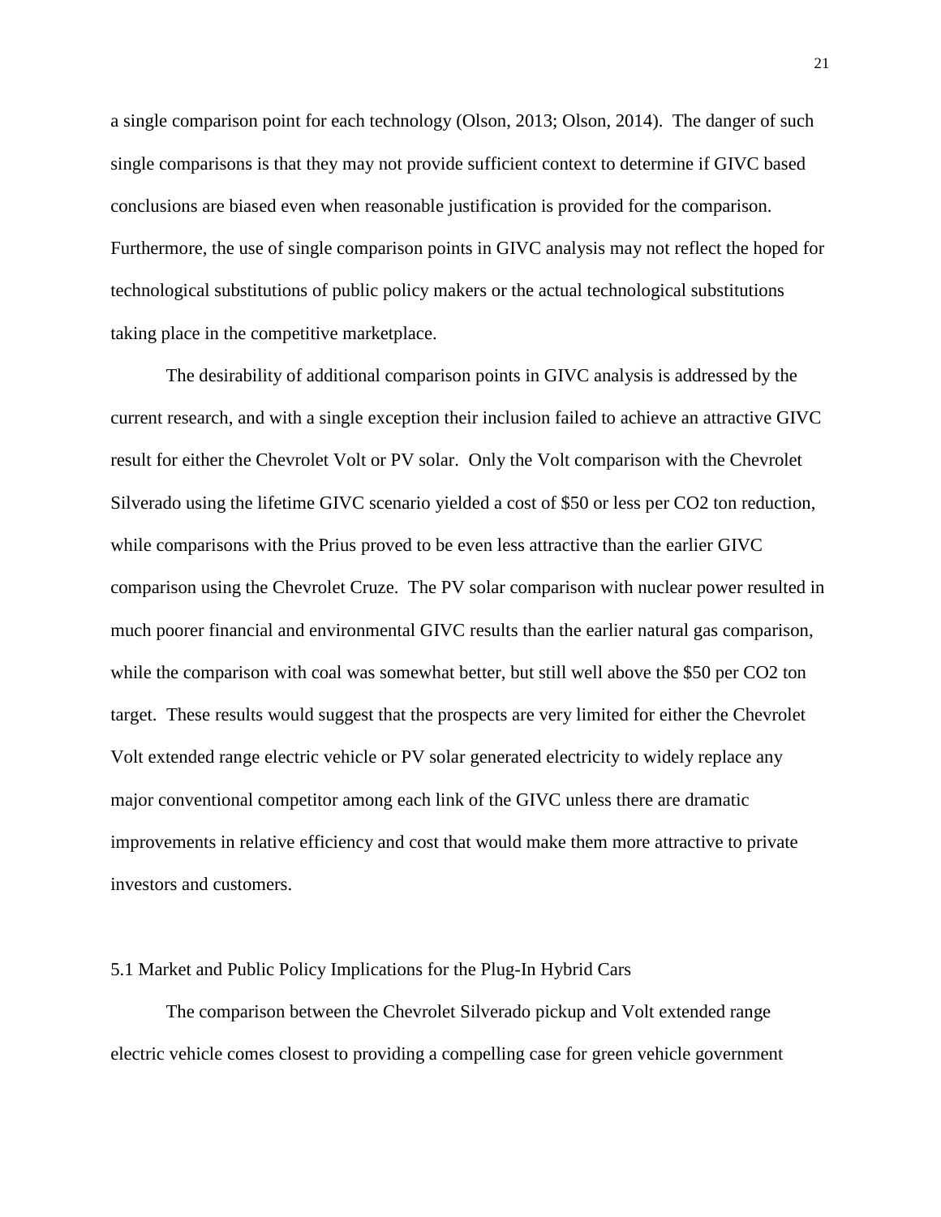a single comparison point for each technology (Olson, 2013; Olson, 2014). The danger of such single comparisons is that they may not provide sufficient context to determine if GIVC based conclusions are biased even when reasonable justification is provided for the comparison. Furthermore, the use of single comparison points in GIVC analysis may not reflect the hoped for technological substitutions of public policy makers or the actual technological substitutions taking place in the competitive marketplace.

The desirability of additional comparison points in GIVC analysis is addressed by the current research, and with a single exception their inclusion failed to achieve an attractive GIVC result for either the Chevrolet Volt or PV solar. Only the Volt comparison with the Chevrolet Silverado using the lifetime GIVC scenario yielded a cost of $50 or less per $CO_2$ ton reduction, while comparisons with the Prius proved to be even less attractive than the earlier GIVC comparison using the Chevrolet Cruze. The PV solar comparison with nuclear power resulted in much poorer financial and environmental GIVC results than the earlier natural gas comparison, while the comparison with coal was somewhat better, but still well above the $50 per $CO_2$ ton target. These results would suggest that the prospects are very limited for either the Chevrolet Volt extended range electric vehicle or PV solar generated electricity to widely replace any major conventional competitor among each link of the GIVC unless there are dramatic improvements in relative efficiency and cost that would make them more attractive to private investors and customers.

## 5.1 Market and Public Policy Implications for the Plug-In Hybrid Cars

The comparison between the Chevrolet Silverado pickup and Volt extended range electric vehicle comes closest to providing a compelling case for green vehicle government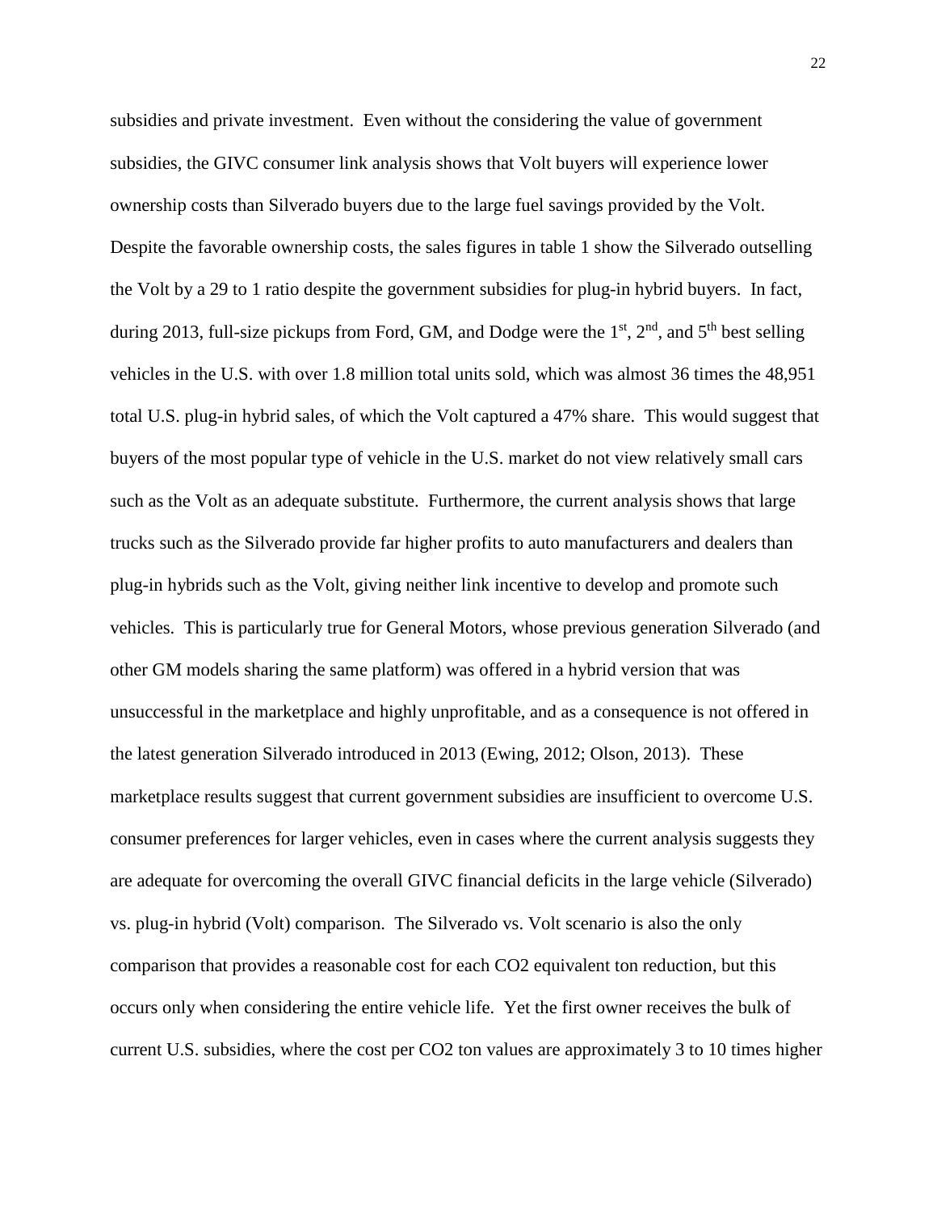subsidies and private investment. Even without the considering the value of government subsidies, the GIVC consumer link analysis shows that Volt buyers will experience lower ownership costs than Silverado buyers due to the large fuel savings provided by the Volt. Despite the favorable ownership costs, the sales figures in table 1 show the Silverado outselling the Volt by a 29 to 1 ratio despite the government subsidies for plug-in hybrid buyers. In fact, during 2013, full-size pickups from Ford, GM, and Dodge were the 1st, 2nd, and 5th best selling vehicles in the U.S. with over 1.8 million total units sold, which was almost 36 times the 48,951 total U.S. plug-in hybrid sales, of which the Volt captured a 47% share. This would suggest that buyers of the most popular type of vehicle in the U.S. market do not view relatively small cars such as the Volt as an adequate substitute. Furthermore, the current analysis shows that large trucks such as the Silverado provide far higher profits to auto manufacturers and dealers than plug-in hybrids such as the Volt, giving neither link incentive to develop and promote such vehicles. This is particularly true for General Motors, whose previous generation Silverado (and other GM models sharing the same platform) was offered in a hybrid version that was unsuccessful in the marketplace and highly unprofitable, and as a consequence is not offered in the latest generation Silverado introduced in 2013 (Ewing, 2012; Olson, 2013). These marketplace results suggest that current government subsidies are insufficient to overcome U.S. consumer preferences for larger vehicles, even in cases where the current analysis suggests they are adequate for overcoming the overall GIVC financial deficits in the large vehicle (Silverado) vs. plug-in hybrid (Volt) comparison. The Silverado vs. Volt scenario is also the only comparison that provides a reasonable cost for each $CO_2$ equivalent ton reduction, but this occurs only when considering the entire vehicle life. Yet the first owner receives the bulk of current U.S. subsidies, where the cost per $CO_2$ ton values are approximately 3 to 10 times higher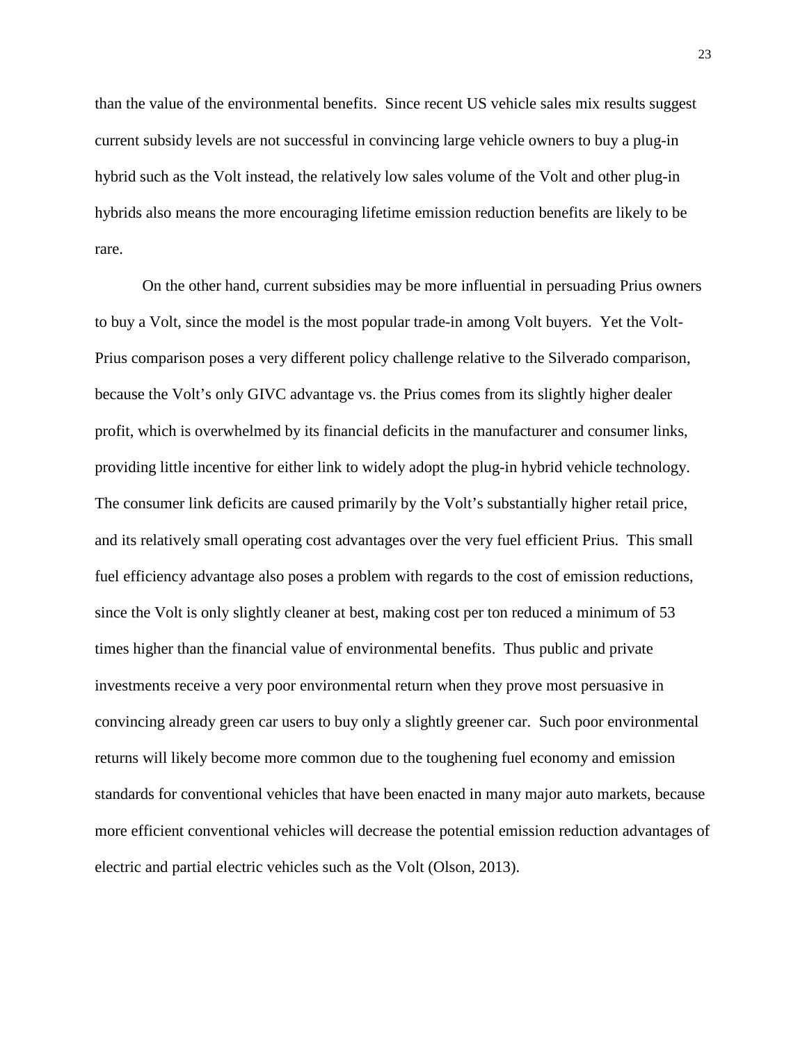than the value of the environmental benefits. Since recent US vehicle sales mix results suggest current subsidy levels are not successful in convincing large vehicle owners to buy a plug-in hybrid such as the Volt instead, the relatively low sales volume of the Volt and other plug-in hybrids also means the more encouraging lifetime emission reduction benefits are likely to be rare.

On the other hand, current subsidies may be more influential in persuading Prius owners to buy a Volt, since the model is the most popular trade-in among Volt buyers. Yet the Volt-Prius comparison poses a very different policy challenge relative to the Silverado comparison, because the Volt's only GIVC advantage vs. the Prius comes from its slightly higher dealer profit, which is overwhelmed by its financial deficits in the manufacturer and consumer links, providing little incentive for either link to widely adopt the plug-in hybrid vehicle technology. The consumer link deficits are caused primarily by the Volt's substantially higher retail price, and its relatively small operating cost advantages over the very fuel efficient Prius. This small fuel efficiency advantage also poses a problem with regards to the cost of emission reductions, since the Volt is only slightly cleaner at best, making cost per ton reduced a minimum of 53 times higher than the financial value of environmental benefits. Thus public and private investments receive a very poor environmental return when they prove most persuasive in convincing already green car users to buy only a slightly greener car. Such poor environmental returns will likely become more common due to the toughening fuel economy and emission standards for conventional vehicles that have been enacted in many major auto markets, because more efficient conventional vehicles will decrease the potential emission reduction advantages of electric and partial electric vehicles such as the Volt (Olson, 2013).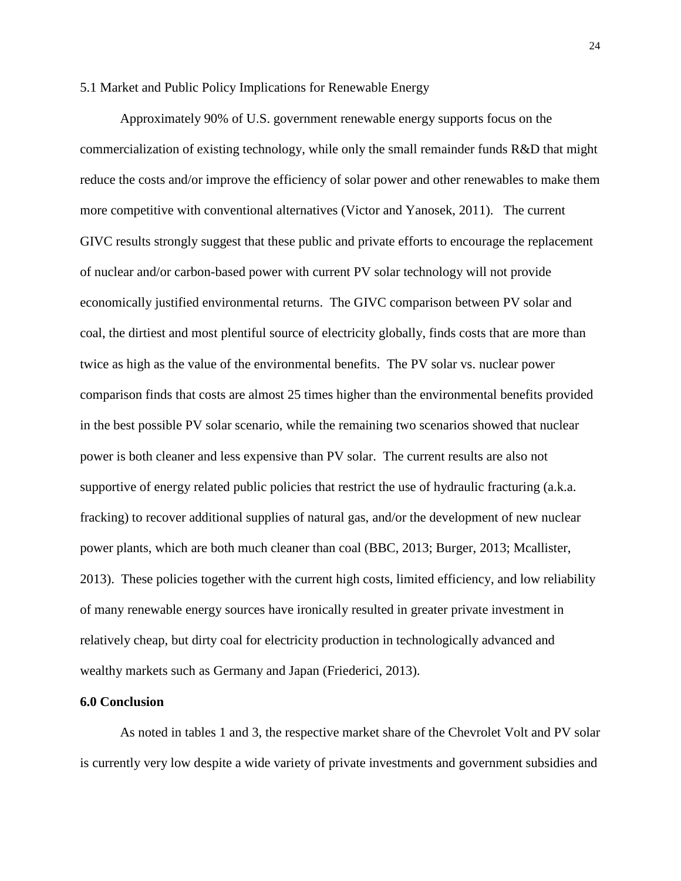5.1 Market and Public Policy Implications for Renewable Energy

Approximately 90% of U.S. government renewable energy supports focus on the commercialization of existing technology, while only the small remainder funds R&D that might reduce the costs and/or improve the efficiency of solar power and other renewables to make them more competitive with conventional alternatives (Victor and Yanosek, 2011). The current GIVC results strongly suggest that these public and private efforts to encourage the replacement of nuclear and/or carbon-based power with current PV solar technology will not provide economically justified environmental returns. The GIVC comparison between PV solar and coal, the dirtiest and most plentiful source of electricity globally, finds costs that are more than twice as high as the value of the environmental benefits. The PV solar vs. nuclear power comparison finds that costs are almost 25 times higher than the environmental benefits provided in the best possible PV solar scenario, while the remaining two scenarios showed that nuclear power is both cleaner and less expensive than PV solar. The current results are also not supportive of energy related public policies that restrict the use of hydraulic fracturing (a.k.a. fracking) to recover additional supplies of natural gas, and/or the development of new nuclear power plants, which are both much cleaner than coal (BBC, 2013; Burger, 2013; Mcallister, 2013). These policies together with the current high costs, limited efficiency, and low reliability of many renewable energy sources have ironically resulted in greater private investment in relatively cheap, but dirty coal for electricity production in technologically advanced and wealthy markets such as Germany and Japan (Friederici, 2013).

## 6.0 Conclusion

As noted in tables 1 and 3, the respective market share of the Chevrolet Volt and PV solar is currently very low despite a wide variety of private investments and government subsidies and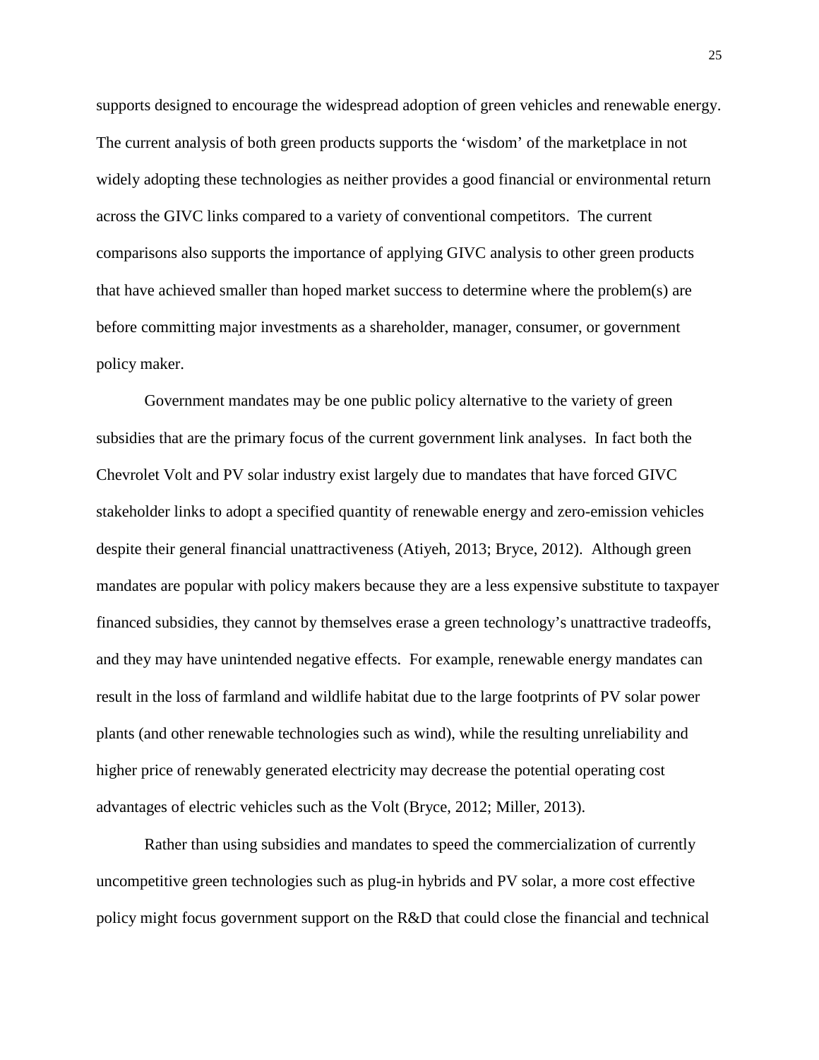supports designed to encourage the widespread adoption of green vehicles and renewable energy. The current analysis of both green products supports the 'wisdom' of the marketplace in not widely adopting these technologies as neither provides a good financial or environmental return across the GIVC links compared to a variety of conventional competitors. The current comparisons also supports the importance of applying GIVC analysis to other green products that have achieved smaller than hoped market success to determine where the problem(s) are before committing major investments as a shareholder, manager, consumer, or government policy maker.

Government mandates may be one public policy alternative to the variety of green subsidies that are the primary focus of the current government link analyses. In fact both the Chevrolet Volt and PV solar industry exist largely due to mandates that have forced GIVC stakeholder links to adopt a specified quantity of renewable energy and zero-emission vehicles despite their general financial unattractiveness (Atiyeh, 2013; Bryce, 2012). Although green mandates are popular with policy makers because they are a less expensive substitute to taxpayer financed subsidies, they cannot by themselves erase a green technology's unattractive tradeoffs, and they may have unintended negative effects. For example, renewable energy mandates can result in the loss of farmland and wildlife habitat due to the large footprints of PV solar power plants (and other renewable technologies such as wind), while the resulting unreliability and higher price of renewably generated electricity may decrease the potential operating cost advantages of electric vehicles such as the Volt (Bryce, 2012; Miller, 2013).

Rather than using subsidies and mandates to speed the commercialization of currently uncompetitive green technologies such as plug-in hybrids and PV solar, a more cost effective policy might focus government support on the R&D that could close the financial and technical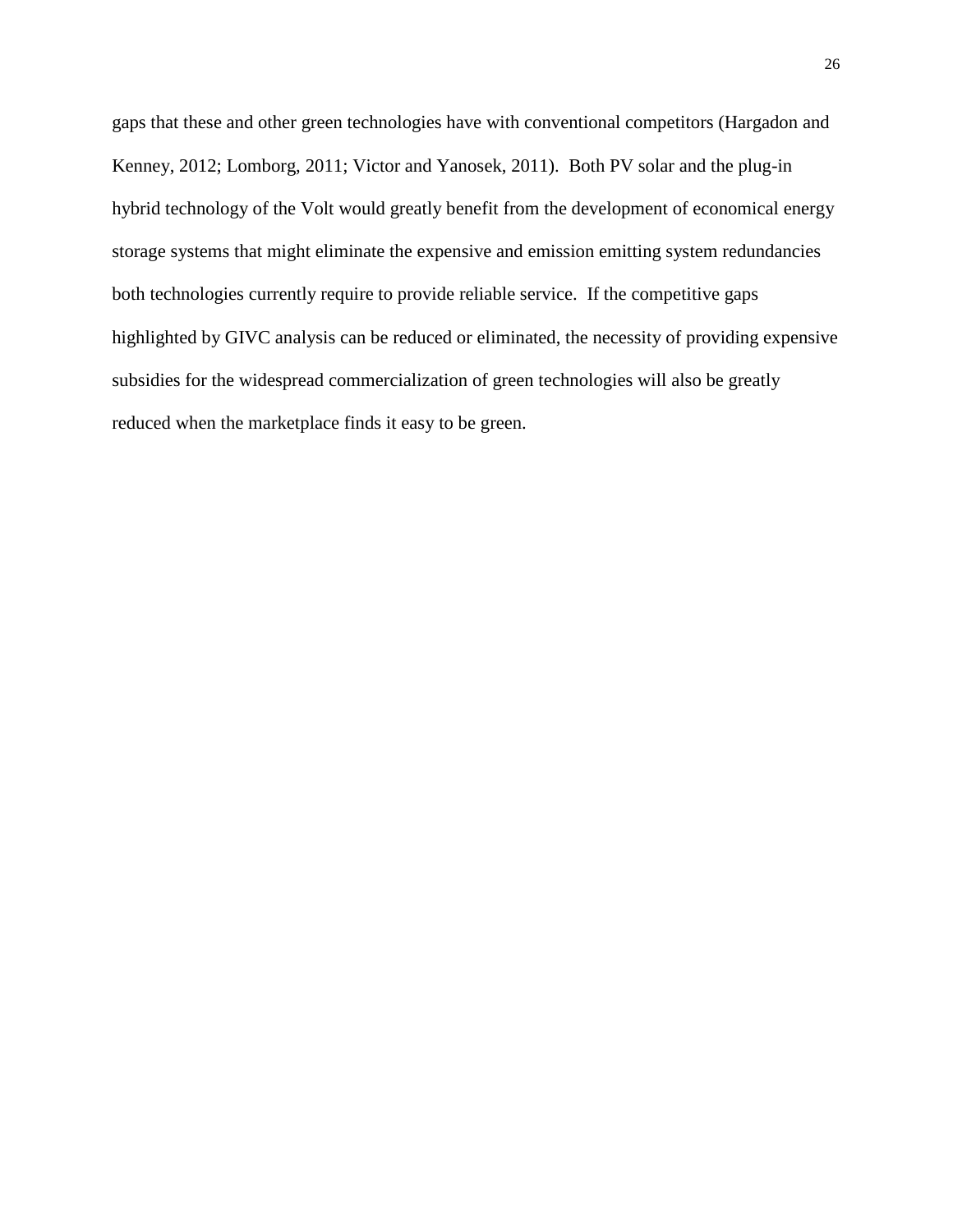gaps that these and other green technologies have with conventional competitors (Hargadon and Kenney, 2012; Lomborg, 2011; Victor and Yanosek, 2011). Both PV solar and the plug-in hybrid technology of the Volt would greatly benefit from the development of economical energy storage systems that might eliminate the expensive and emission emitting system redundancies both technologies currently require to provide reliable service. If the competitive gaps highlighted by GIVC analysis can be reduced or eliminated, the necessity of providing expensive subsidies for the widespread commercialization of green technologies will also be greatly reduced when the marketplace finds it easy to be green.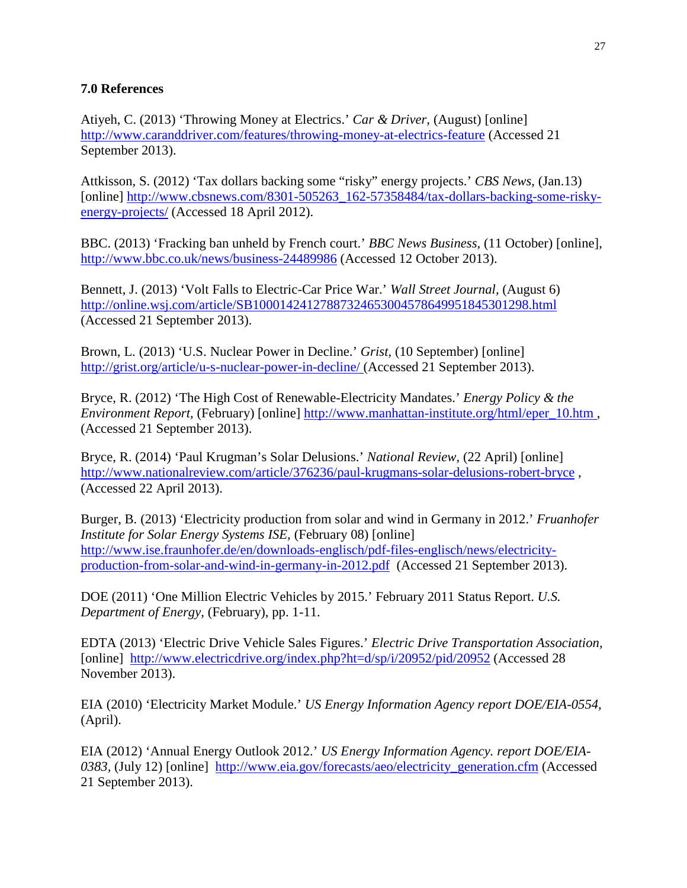### 7.0 References

Atiyeh, C. (2013) 'Throwing Money at Electrics.' *Car & Driver*, (August) [online] http://www.caranddriver.com/features/throwing-money-at-electrics-feature (Accessed 21 September 2013).

Attkisson, S. (2012) 'Tax dollars backing some "risky" energy projects.' *CBS News*, (Jan.13) [online] http://www.cbsnews.com/8301-505263_162-57358484/tax-dollars-backing-some-risky-energy-projects/ (Accessed 18 April 2012).

BBC. (2013) 'Fracking ban unheld by French court.' *BBC News Business*, (11 October) [online], http://www.bbc.co.uk/news/business-24489986 (Accessed 12 October 2013).

Bennett, J. (2013) 'Volt Falls to Electric-Car Price War.' *Wall Street Journal*, (August 6) http://online.wsj.com/article/SB10001424127887324653004578649951845301298.html (Accessed 21 September 2013).

Brown, L. (2013) 'U.S. Nuclear Power in Decline.' *Grist*, (10 September) [online] http://grist.org/article/u-s-nuclear-power-in-decline/ (Accessed 21 September 2013).

Bryce, R. (2012) 'The High Cost of Renewable-Electricity Mandates.' *Energy Policy & the Environment Report*, (February) [online] http://www.manhattan-institute.org/html/eper_10.htm , (Accessed 21 September 2013).

Bryce, R. (2014) 'Paul Krugman's Solar Delusions.' *National Review*, (22 April) [online] http://www.nationalreview.com/article/376236/paul-krugmans-solar-delusions-robert-bryce , (Accessed 22 April 2013).

Burger, B. (2013) 'Electricity production from solar and wind in Germany in 2012.' *Fruanhofer Institute for Solar Energy Systems ISE*, (February 08) [online] http://www.ise.fraunhofer.de/en/downloads-englisch/pdf-files-englisch/news/electricity-production-from-solar-and-wind-in-germany-in-2012.pdf (Accessed 21 September 2013).

DOE (2011) 'One Million Electric Vehicles by 2015.' February 2011 Status Report. *U.S. Department of Energy*, (February), pp. 1-11.

EDTA (2013) 'Electric Drive Vehicle Sales Figures.' *Electric Drive Transportation Association*, [online] http://www.electricdrive.org/index.php?ht=d/sp/i/20952/pid/20952 (Accessed 28 November 2013).

EIA (2010) 'Electricity Market Module.' *US Energy Information Agency report DOE/EIA-0554*, (April).

EIA (2012) 'Annual Energy Outlook 2012.' *US Energy Information Agency. report DOE/EIA-0383*, (July 12) [online] http://www.eia.gov/forecasts/aeo/electricity_generation.cfm (Accessed 21 September 2013).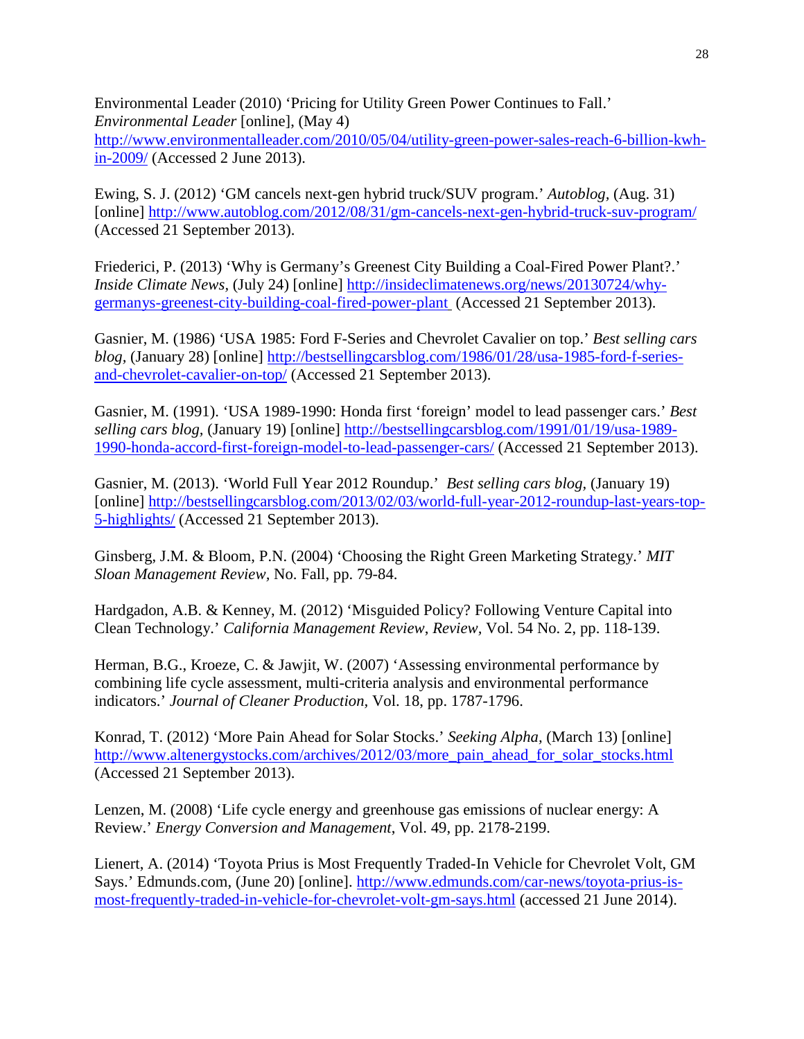Environmental Leader (2010) ‘Pricing for Utility Green Power Continues to Fall.’ *Environmental Leader* [online], (May 4) http://www.environmentalleader.com/2010/05/04/utility-green-power-sales-reach-6-billion-kwh-in-2009/ (Accessed 2 June 2013).

Ewing, S. J. (2012) ‘GM cancels next-gen hybrid truck/SUV program.’ *Autoblog*, (Aug. 31) [online] http://www.autoblog.com/2012/08/31/gm-cancels-next-gen-hybrid-truck-suv-program/ (Accessed 21 September 2013).

Friederici, P. (2013) ‘Why is Germany’s Greenest City Building a Coal-Fired Power Plant?.’ *Inside Climate News*, (July 24) [online] http://insideclimatenews.org/news/20130724/why-germanys-greenest-city-building-coal-fired-power-plant (Accessed 21 September 2013).

Gasnier, M. (1986) ‘USA 1985: Ford F-Series and Chevrolet Cavalier on top.’ *Best selling cars blog*, (January 28) [online] http://bestsellingcarsblog.com/1986/01/28/usa-1985-ford-f-series-and-chevrolet-cavalier-on-top/ (Accessed 21 September 2013).

Gasnier, M. (1991). ‘USA 1989-1990: Honda first ‘foreign’ model to lead passenger cars.’ *Best selling cars blog*, (January 19) [online] http://bestsellingcarsblog.com/1991/01/19/usa-1989-1990-honda-accord-first-foreign-model-to-lead-passenger-cars/ (Accessed 21 September 2013).

Gasnier, M. (2013). ‘World Full Year 2012 Roundup.’ *Best selling cars blog*, (January 19) [online] http://bestsellingcarsblog.com/2013/02/03/world-full-year-2012-roundup-last-years-top-5-highlights/ (Accessed 21 September 2013).

Ginsberg, J.M. & Bloom, P.N. (2004) ‘Choosing the Right Green Marketing Strategy.’ *MIT Sloan Management Review*, No. Fall, pp. 79-84.

Hardgadon, A.B. & Kenney, M. (2012) ‘Misguided Policy? Following Venture Capital into Clean Technology.’ *California Management Review*, *Review*, Vol. 54 No. 2, pp. 118-139.

Herman, B.G., Kroeze, C. & Jawjit, W. (2007) ‘Assessing environmental performance by combining life cycle assessment, multi-criteria analysis and environmental performance indicators.’ *Journal of Cleaner Production*, Vol. 18, pp. 1787-1796.

Konrad, T. (2012) ‘More Pain Ahead for Solar Stocks.’ *Seeking Alpha*, (March 13) [online] http://www.altenergystocks.com/archives/2012/03/more_pain_ahead_for_solar_stocks.html (Accessed 21 September 2013).

Lenzen, M. (2008) ‘Life cycle energy and greenhouse gas emissions of nuclear energy: A Review.’ *Energy Conversion and Management*, Vol. 49, pp. 2178-2199.

Lienert, A. (2014) ‘Toyota Prius is Most Frequently Traded-In Vehicle for Chevrolet Volt, GM Says.’ Edmunds.com, (June 20) [online]. http://www.edmunds.com/car-news/toyota-prius-is-most-frequently-traded-in-vehicle-for-chevrolet-volt-gm-says.html (accessed 21 June 2014).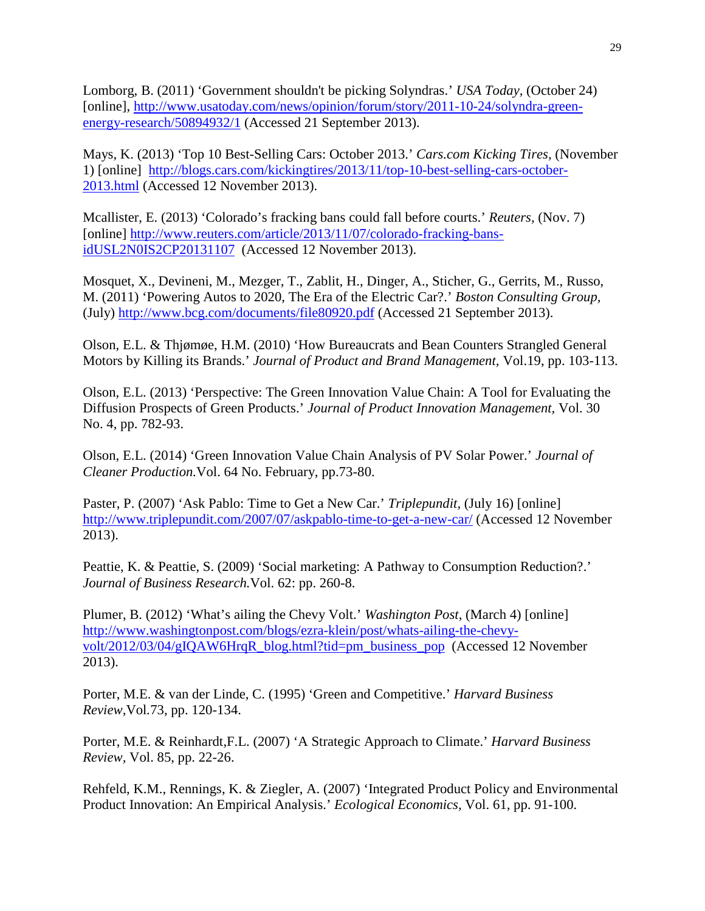Lomborg, B. (2011) 'Government shouldn't be picking Solyndras.' *USA Today,* (October 24) [online], http://www.usatoday.com/news/opinion/forum/story/2011-10-24/solyndra-green-energy-research/50894932/1 (Accessed 21 September 2013).

Mays, K. (2013) 'Top 10 Best-Selling Cars: October 2013.' *Cars.com Kicking Tires,* (November 1) [online] http://blogs.cars.com/kickingtires/2013/11/top-10-best-selling-cars-october-2013.html (Accessed 12 November 2013).

Mcallister, E. (2013) 'Colorado's fracking bans could fall before courts.' *Reuters,* (Nov. 7) [online] http://www.reuters.com/article/2013/11/07/colorado-fracking-bans-idUSL2N0IS2CP20131107 (Accessed 12 November 2013).

Mosquet, X., Devineni, M., Mezger, T., Zablit, H., Dinger, A., Sticher, G., Gerrits, M., Russo, M. (2011) 'Powering Autos to 2020, The Era of the Electric Car?.' *Boston Consulting Group,* (July) http://www.bcg.com/documents/file80920.pdf (Accessed 21 September 2013).

Olson, E.L. & Thjømøe, H.M. (2010) 'How Bureaucrats and Bean Counters Strangled General Motors by Killing its Brands.' *Journal of Product and Brand Management,* Vol.19, pp. 103-113.

Olson, E.L. (2013) 'Perspective: The Green Innovation Value Chain: A Tool for Evaluating the Diffusion Prospects of Green Products.' *Journal of Product Innovation Management,* Vol. 30 No. 4, pp. 782-93.

Olson, E.L. (2014) 'Green Innovation Value Chain Analysis of PV Solar Power.' *Journal of Cleaner Production.*Vol. 64 No. February, pp.73-80.

Paster, P. (2007) 'Ask Pablo: Time to Get a New Car.' *Triplepundit,* (July 16) [online] http://www.triplepundit.com/2007/07/askpablo-time-to-get-a-new-car/ (Accessed 12 November 2013).

Peattie, K. & Peattie, S. (2009) 'Social marketing: A Pathway to Consumption Reduction?.' *Journal of Business Research.*Vol. 62: pp. 260-8.

Plumer, B. (2012) 'What's ailing the Chevy Volt.' *Washington Post,* (March 4) [online] http://www.washingtonpost.com/blogs/ezra-klein/post/whats-ailing-the-chevy-volt/2012/03/04/gIQAW6HrqR_blog.html?tid=pm_business_pop (Accessed 12 November 2013).

Porter, M.E. & van der Linde, C. (1995) 'Green and Competitive.' *Harvard Business Review,*Vol.73, pp. 120-134.

Porter, M.E. & Reinhardt,F.L. (2007) 'A Strategic Approach to Climate.' *Harvard Business Review,* Vol. 85, pp. 22-26.

Rehfeld, K.M., Rennings, K. & Ziegler, A. (2007) 'Integrated Product Policy and Environmental Product Innovation: An Empirical Analysis.' *Ecological Economics,* Vol. 61, pp. 91-100.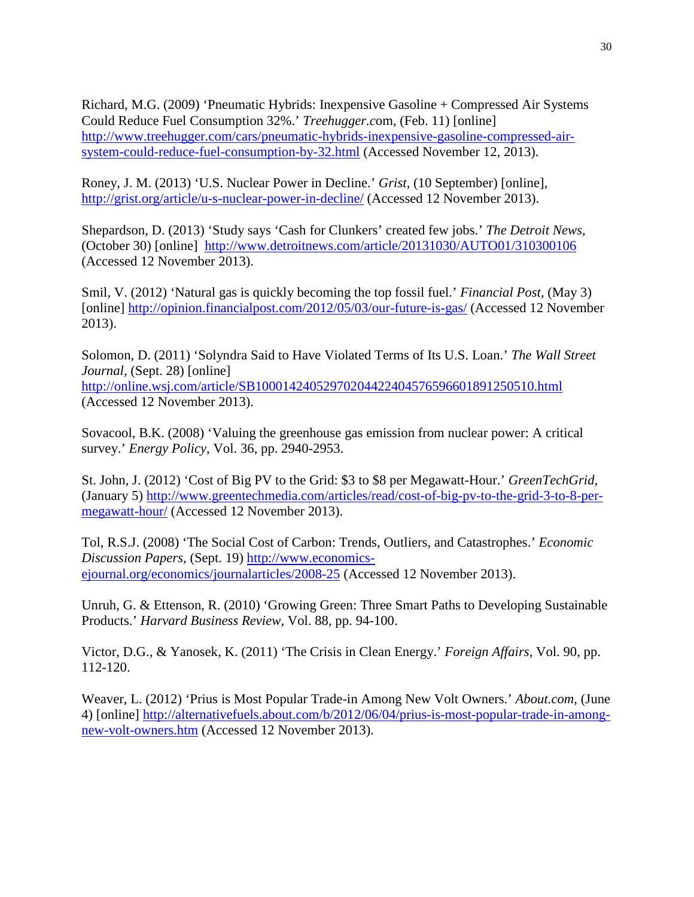Richard, M.G. (2009) 'Pneumatic Hybrids: Inexpensive Gasoline + Compressed Air Systems Could Reduce Fuel Consumption 32%.' *Treehugger.c*om, (Feb. 11) [online] http://www.treehugger.com/cars/pneumatic-hybrids-inexpensive-gasoline-compressed-air-system-could-reduce-fuel-consumption-by-32.html (Accessed November 12, 2013).

Roney, J. M. (2013) 'U.S. Nuclear Power in Decline.' *Grist*, (10 September) [online], http://grist.org/article/u-s-nuclear-power-in-decline/ (Accessed 12 November 2013).

Shepardson, D. (2013) 'Study says 'Cash for Clunkers' created few jobs.' *The Detroit News,* (October 30) [online] http://www.detroitnews.com/article/20131030/AUTO01/310300106 (Accessed 12 November 2013).

Smil, V. (2012) 'Natural gas is quickly becoming the top fossil fuel.' *Financial Post*, (May 3) [online] http://opinion.financialpost.com/2012/05/03/our-future-is-gas/ (Accessed 12 November 2013).

Solomon, D. (2011) 'Solyndra Said to Have Violated Terms of Its U.S. Loan.' *The Wall Street Journal*, (Sept. 28) [online] http://online.wsj.com/article/SB10001424052970204422404576596601891250510.html (Accessed 12 November 2013).

Sovacool, B.K. (2008) 'Valuing the greenhouse gas emission from nuclear power: A critical survey.' *Energy Policy*, Vol. 36, pp. 2940-2953.

St. John, J. (2012) 'Cost of Big PV to the Grid: $3 to $8 per Megawatt-Hour.' *GreenTechGrid*, (January 5) http://www.greentechmedia.com/articles/read/cost-of-big-pv-to-the-grid-3-to-8-per-megawatt-hour/ (Accessed 12 November 2013).

Tol, R.S.J. (2008) 'The Social Cost of Carbon: Trends, Outliers, and Catastrophes.' *Economic Discussion Papers*, (Sept. 19) http://www.economics-ejournal.org/economics/journalarticles/2008-25 (Accessed 12 November 2013).

Unruh, G. & Ettenson, R. (2010) 'Growing Green: Three Smart Paths to Developing Sustainable Products.' *Harvard Business Review*, Vol. 88, pp. 94-100.

Victor, D.G., & Yanosek, K. (2011) 'The Crisis in Clean Energy.' *Foreign Affairs,* Vol. 90, pp. 112-120.

Weaver, L. (2012) 'Prius is Most Popular Trade-in Among New Volt Owners.' *About.com*, (June 4) [online] http://alternativefuels.about.com/b/2012/06/04/prius-is-most-popular-trade-in-among-new-volt-owners.htm (Accessed 12 November 2013).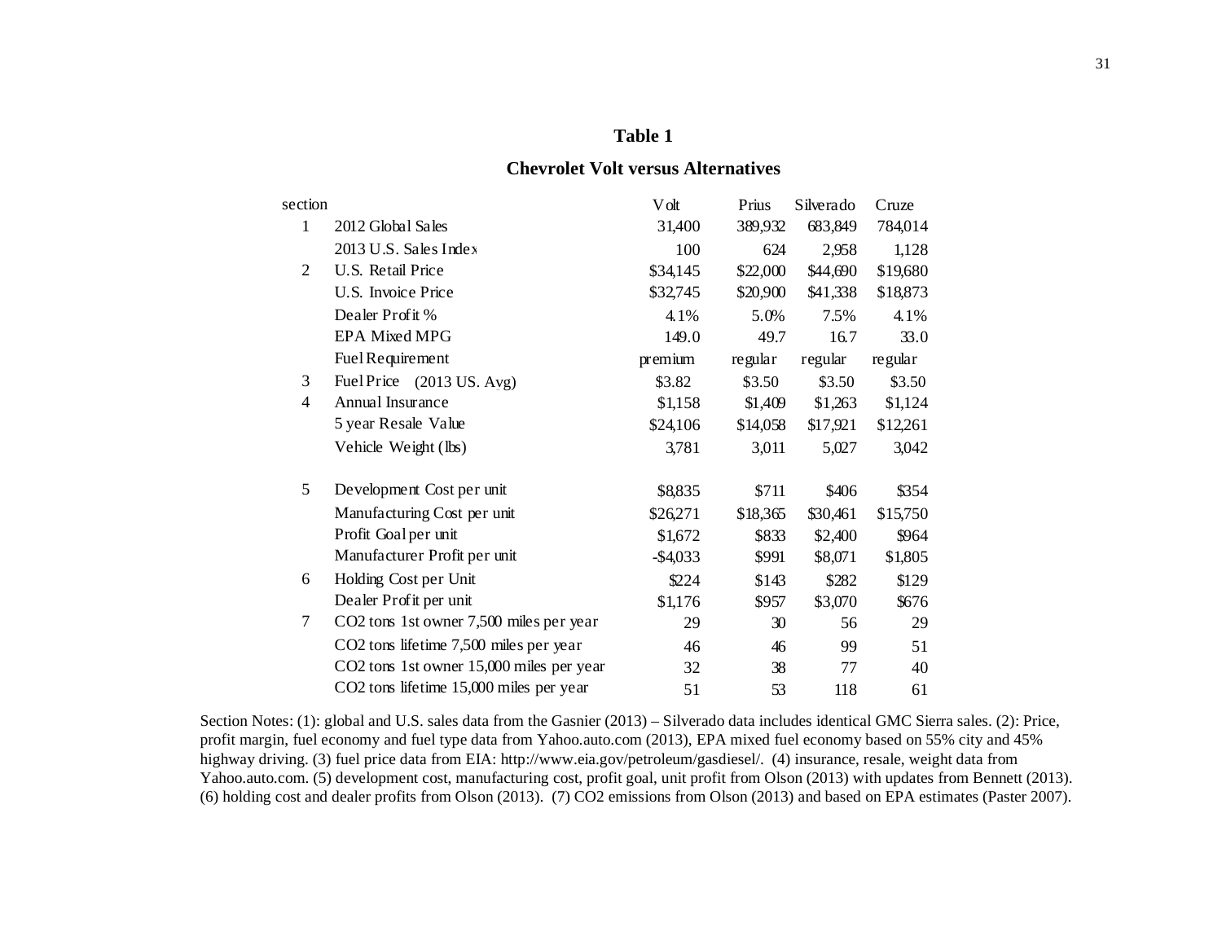**Table 1**

**Chevrolet Volt versus Alternatives**

| section | | Volt | Prius | Silverado | Cruze |
|---|---|---|---|---|---|
| 1 | 2012 Global Sales | 31,400 | 389,932 | 683,849 | 784,014 |
| | 2013 U.S. Sales Index | 100 | 624 | 2,958 | 1,128 |
| 2 | U.S. Retail Price | $34,145 | $22,000 | $44,690 | $19,680 |
| | U.S. Invoice Price | $32,745 | $20,900 | $41,338 | $18,873 |
| | Dealer Profit % | 4.1% | 5.0% | 7.5% | 4.1% |
| | EPA Mixed MPG | 149.0 | 49.7 | 16.7 | 33.0 |
| | Fuel Requirement | premium | regular | regular | regular |
| 3 | Fuel Price (2013 US. Avg) | $3.82 | $3.50 | $3.50 | $3.50 |
| 4 | Annual Insurance | $1,158 | $1,409 | $1,263 | $1,124 |
| | 5 year Resale Value | $24,106 | $14,058 | $17,921 | $12,261 |
| | Vehicle Weight (lbs) | 3,781 | 3,011 | 5,027 | 3,042 |
| 5 | Development Cost per unit | $8,835 | $711 | $406 | $354 |
| | Manufacturing Cost per unit | $26,271 | $18,365 | $30,461 | $15,750 |
| | Profit Goal per unit | $1,672 | $833 | $2,400 | $964 |
| | Manufacturer Profit per unit | -$4,033 | $991 | $8,071 | $1,805 |
| 6 | Holding Cost per Unit | $224 | $143 | $282 | $129 |
| | Dealer Profit per unit | $1,176 | $957 | $3,070 | $676 |
| 7 | $CO_2$ tons 1st owner 7,500 miles per year | 29 | 30 | 56 | 29 |
| | $CO_2$ tons lifetime 7,500 miles per year | 46 | 46 | 99 | 51 |
| | $CO_2$ tons 1st owner 15,000 miles per year | 32 | 38 | 77 | 40 |
| | $CO_2$ tons lifetime 15,000 miles per year | 51 | 53 | 118 | 61 |

Section Notes: (1): global and U.S. sales data from the Gasnier (2013) – Silverado data includes identical GMC Sierra sales. (2): Price, profit margin, fuel economy and fuel type data from Yahoo.auto.com (2013), EPA mixed fuel economy based on 55% city and 45% highway driving. (3) fuel price data from EIA: http://www.eia.gov/petroleum/gasdiesel/. (4) insurance, resale, weight data from Yahoo.auto.com. (5) development cost, manufacturing cost, profit goal, unit profit from Olson (2013) with updates from Bennett (2013). (6) holding cost and dealer profits from Olson (2013). (7) $CO_2$ emissions from Olson (2013) and based on EPA estimates (Paster 2007).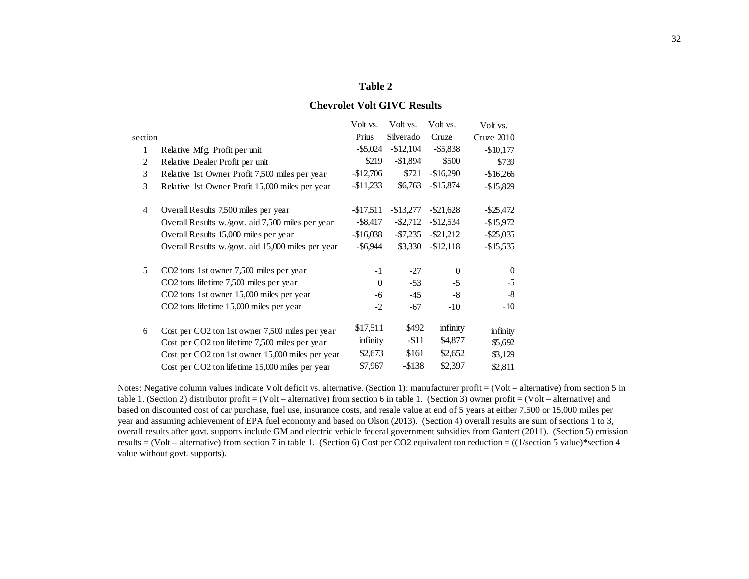**Table 2**

**Chevrolet Volt GIVC Results**

| section | | Volt vs. Prius | Volt vs. Silverado | Volt vs. Cruze | Volt vs. Cruze 2010 |
|---|---|---|---|---|---|
| 1 | Relative Mfg. Profit per unit | -$5,024 | -$12,104 | -$5,838 | -$10,177 |
| 2 | Relative Dealer Profit per unit | $219 | -$1,894 | $500 | $739 |
| 3 | Relative 1st Owner Profit 7,500 miles per year | -$12,706 | $721 | -$16,290 | -$16,266 |
| 3 | Relative 1st Owner Profit 15,000 miles per year | -$11,233 | $6,763 | -$15,874 | -$15,829 |
| | | | | | |
| 4 | Overall Results 7,500 miles per year | -$17,511 | -$13,277 | -$21,628 | -$25,472 |
| | Overall Results w./govt. aid 7,500 miles per year | -$8,417 | -$2,712 | -$12,534 | -$15,972 |
| | Overall Results 15,000 miles per year | -$16,038 | -$7,235 | -$21,212 | -$25,035 |
| | Overall Results w./govt. aid 15,000 miles per year | -$6,944 | $3,330 | -$12,118 | -$15,535 |
| | | | | | |
| 5 | CO2 tons 1st owner 7,500 miles per year | -1 | -27 | 0 | 0 |
| | CO2 tons lifetime 7,500 miles per year | 0 | -53 | -5 | -5 |
| | CO2 tons 1st owner 15,000 miles per year | -6 | -45 | -8 | -8 |
| | CO2 tons lifetime 15,000 miles per year | -2 | -67 | -10 | -10 |
| | | | | | |
| 6 | Cost per CO2 ton 1st owner 7,500 miles per year | $17,511 | $492 | infinity | infinity |
| | Cost per CO2 ton lifetime 7,500 miles per year | infinity | -$11 | $4,877 | $5,692 |
| | Cost per CO2 ton 1st owner 15,000 miles per year | $2,673 | $161 | $2,652 | $3,129 |
| | Cost per CO2 ton lifetime 15,000 miles per year | $7,967 | -$138 | $2,397 | $2,811 |

Notes: Negative column values indicate Volt deficit vs. alternative. (Section 1): manufacturer profit = (Volt – alternative) from section 5 in table 1. (Section 2) distributor profit = (Volt – alternative) from section 6 in table 1. (Section 3) owner profit = (Volt – alternative) and based on discounted cost of car purchase, fuel use, insurance costs, and resale value at end of 5 years at either 7,500 or 15,000 miles per year and assuming achievement of EPA fuel economy and based on Olson (2013). (Section 4) overall results are sum of sections 1 to 3, overall results after govt. supports include GM and electric vehicle federal government subsidies from Gantert (2011). (Section 5) emission results = (Volt – alternative) from section 7 in table 1. (Section 6) Cost per CO2 equivalent ton reduction = ((1/section 5 value)*section 4 value without govt. supports).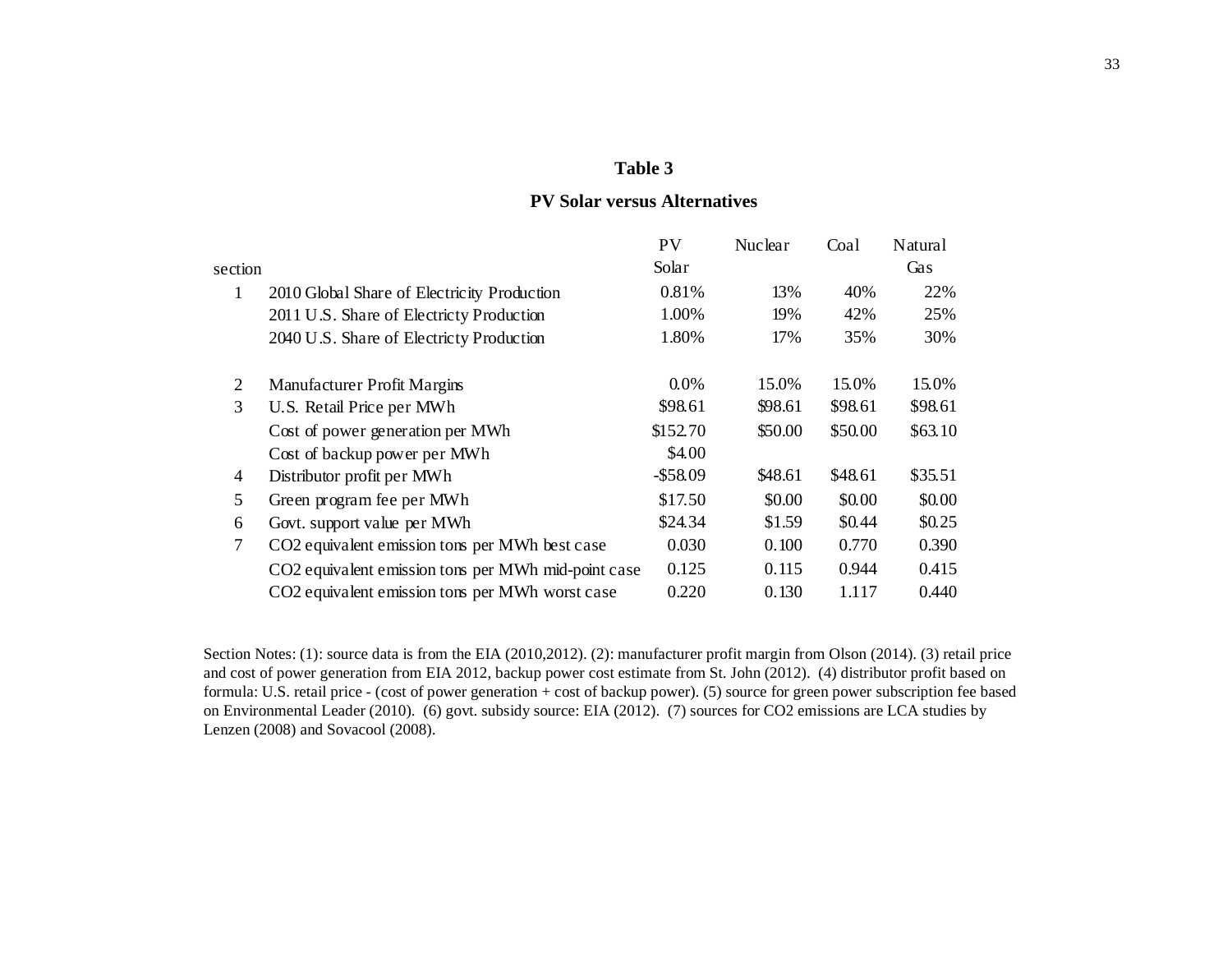**Table 3**

**PV Solar versus Alternatives**

| section | | PV Solar | Nuclear | Coal | Natural Gas |
|---|---|---|---|---|---|
| 1 | 2010 Global Share of Electricity Production | 0.81% | 13% | 40% | 22% |
| | 2011 U.S. Share of Electricty Production | 1.00% | 19% | 42% | 25% |
| | 2040 U.S. Share of Electricty Production | 1.80% | 17% | 35% | 30% |
| 2 | Manufacturer Profit Margins | 0.0% | 15.0% | 15.0% | 15.0% |
| 3 | U.S. Retail Price per MWh | $98.61 | $98.61 | $98.61 | $98.61 |
| | Cost of power generation per MWh | $152.70 | $50.00 | $50.00 | $63.10 |
| | Cost of backup power per MWh | $4.00 | | | |
| 4 | Distributor profit per MWh | -$58.09 | $48.61 | $48.61 | $35.51 |
| 5 | Green program fee per MWh | $17.50 | $0.00 | $0.00 | $0.00 |
| 6 | Govt. support value per MWh | $24.34 | $1.59 | $0.44 | $0.25 |
| 7 | CO2 equivalent emission tons per MWh best case | 0.030 | 0.100 | 0.770 | 0.390 |
| | CO2 equivalent emission tons per MWh mid-point case | 0.125 | 0.115 | 0.944 | 0.415 |
| | CO2 equivalent emission tons per MWh worst case | 0.220 | 0.130 | 1.117 | 0.440 |

Section Notes: (1): source data is from the EIA (2010,2012). (2): manufacturer profit margin from Olson (2014). (3) retail price and cost of power generation from EIA 2012, backup power cost estimate from St. John (2012). (4) distributor profit based on formula: U.S. retail price - (cost of power generation + cost of backup power). (5) source for green power subscription fee based on Environmental Leader (2010). (6) govt. subsidy source: EIA (2012). (7) sources for CO2 emissions are LCA studies by Lenzen (2008) and Sovacool (2008).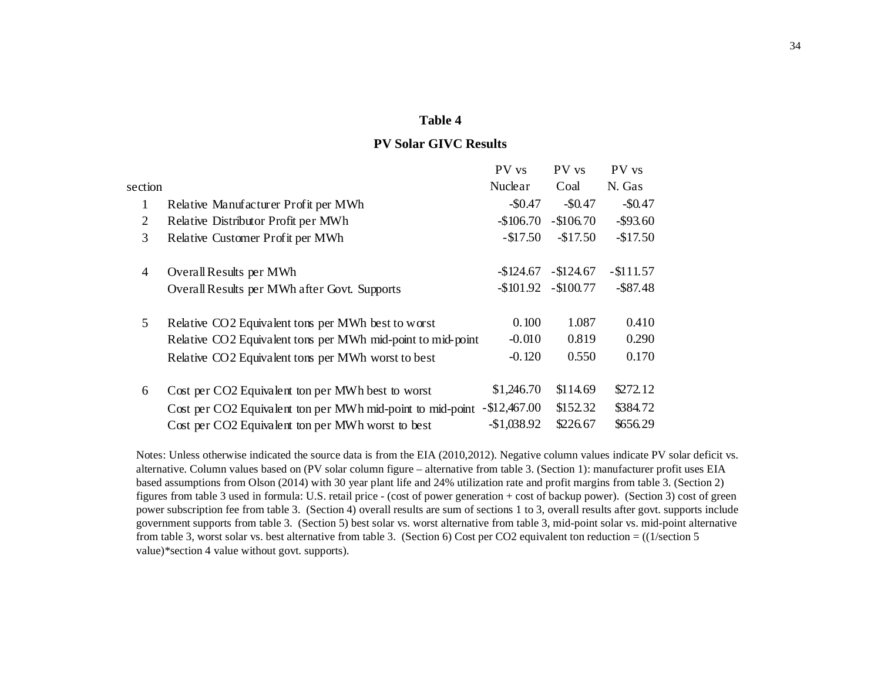**Table 4**

**PV Solar GIVC Results**

| section | | PV vs Nuclear | PV vs Coal | PV vs N. Gas |
|---|---|---|---|---|
| 1 | Relative Manufacturer Profit per MWh | -$0.47 | -$0.47 | -$0.47 |
| 2 | Relative Distributor Profit per MWh | -$106.70 | -$106.70 | -$93.60 |
| 3 | Relative Customer Profit per MWh | -$17.50 | -$17.50 | -$17.50 |
| | | | | |
| 4 | Overall Results per MWh | -$124.67 | -$124.67 | -$111.57 |
| | Overall Results per MWh after Govt. Supports | -$101.92 | -$100.77 | -$87.48 |
| | | | | |
| 5 | Relative CO2 Equivalent tons per MWh best to worst | 0.100 | 1.087 | 0.410 |
| | Relative CO2 Equivalent tons per MWh mid-point to mid-point | -0.010 | 0.819 | 0.290 |
| | Relative CO2 Equivalent tons per MWh worst to best | -0.120 | 0.550 | 0.170 |
| | | | | |
| 6 | Cost per CO2 Equivalent ton per MWh best to worst | $1,246.70 | $114.69 | $272.12 |
| | Cost per CO2 Equivalent ton per MWh mid-point to mid-point | -$12,467.00 | $152.32 | $384.72 |
| | Cost per CO2 Equivalent ton per MWh worst to best | -$1,038.92 | $226.67 | $656.29 |

Notes: Unless otherwise indicated the source data is from the EIA (2010,2012). Negative column values indicate PV solar deficit vs. alternative. Column values based on (PV solar column figure – alternative from table 3. (Section 1): manufacturer profit uses EIA based assumptions from Olson (2014) with 30 year plant life and 24% utilization rate and profit margins from table 3. (Section 2) figures from table 3 used in formula: U.S. retail price - (cost of power generation + cost of backup power). (Section 3) cost of green power subscription fee from table 3. (Section 4) overall results are sum of sections 1 to 3, overall results after govt. supports include government supports from table 3. (Section 5) best solar vs. worst alternative from table 3, mid-point solar vs. mid-point alternative from table 3, worst solar vs. best alternative from table 3. (Section 6) Cost per CO2 equivalent ton reduction = ((1/section 5 value)*section 4 value without govt. supports).